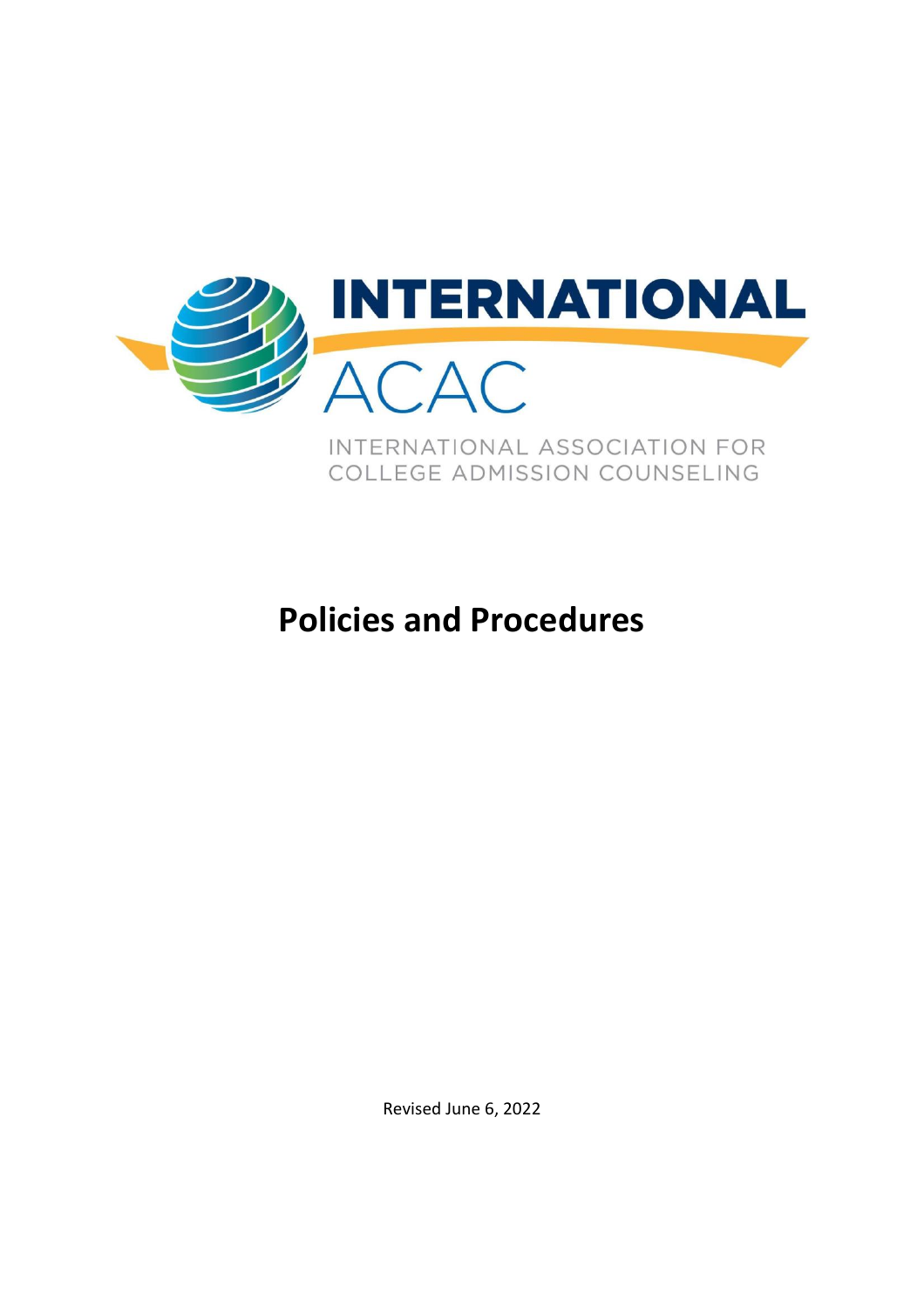INTERNATIONAL

ACAC

INTERNATIONAL ASSOCIATION FOR COLLEGE ADMISSION COUNSELING

# Policies and Procedures

Revised June 6, 2022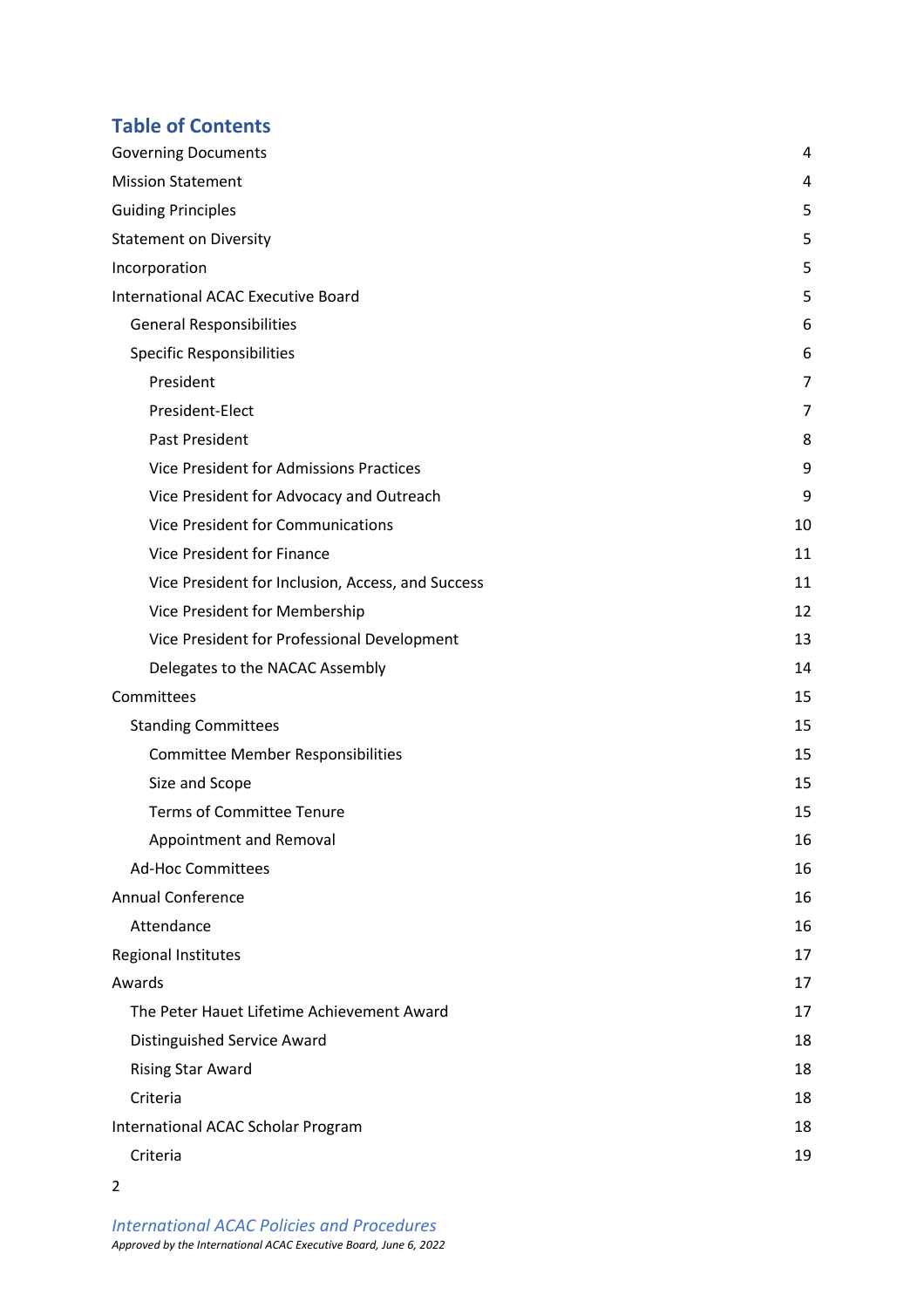## Table of Contents

| | |
|---|---|
| Governing Documents | 4 |
| Mission Statement | 4 |
| Guiding Principles | 5 |
| Statement on Diversity | 5 |
| Incorporation | 5 |
| International ACAC Executive Board | 5 |
| General Responsibilities | 6 |
| Specific Responsibilities | 6 |
| President | 7 |
| President-Elect | 7 |
| Past President | 8 |
| Vice President for Admissions Practices | 9 |
| Vice President for Advocacy and Outreach | 9 |
| Vice President for Communications | 10 |
| Vice President for Finance | 11 |
| Vice President for Inclusion, Access, and Success | 11 |
| Vice President for Membership | 12 |
| Vice President for Professional Development | 13 |
| Delegates to the NACAC Assembly | 14 |
| Committees | 15 |
| Standing Committees | 15 |
| Committee Member Responsibilities | 15 |
| Size and Scope | 15 |
| Terms of Committee Tenure | 15 |
| Appointment and Removal | 16 |
| Ad-Hoc Committees | 16 |
| Annual Conference | 16 |
| Attendance | 16 |
| Regional Institutes | 17 |
| Awards | 17 |
| The Peter Hauet Lifetime Achievement Award | 17 |
| Distinguished Service Award | 18 |
| Rising Star Award | 18 |
| Criteria | 18 |
| International ACAC Scholar Program | 18 |
| Criteria | 19 |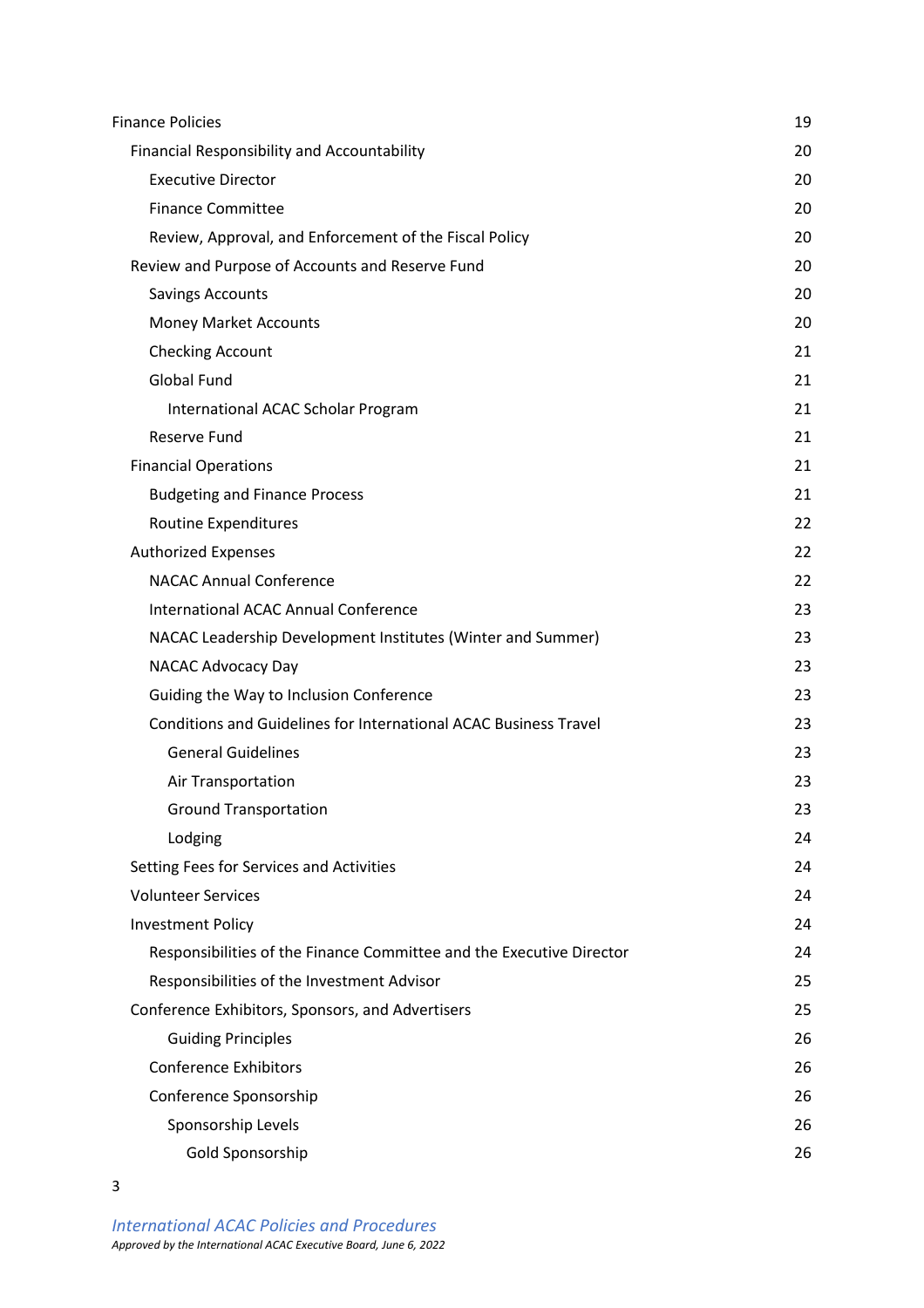- Finance Policies 19
  - Financial Responsibility and Accountability 20
    - Executive Director 20
    - Finance Committee 20
    - Review, Approval, and Enforcement of the Fiscal Policy 20
  - Review and Purpose of Accounts and Reserve Fund 20
    - Savings Accounts 20
    - Money Market Accounts 20
    - Checking Account 21
    - Global Fund 21
      - International ACAC Scholar Program 21
    - Reserve Fund 21
  - Financial Operations 21
    - Budgeting and Finance Process 21
    - Routine Expenditures 22
  - Authorized Expenses 22
    - NACAC Annual Conference 22
    - International ACAC Annual Conference 23
    - NACAC Leadership Development Institutes (Winter and Summer) 23
    - NACAC Advocacy Day 23
    - Guiding the Way to Inclusion Conference 23
    - Conditions and Guidelines for International ACAC Business Travel 23
      - General Guidelines 23
      - Air Transportation 23
      - Ground Transportation 23
      - Lodging 24
  - Setting Fees for Services and Activities 24
  - Volunteer Services 24
  - Investment Policy 24
    - Responsibilities of the Finance Committee and the Executive Director 24
    - Responsibilities of the Investment Advisor 25
  - Conference Exhibitors, Sponsors, and Advertisers 25
      - Guiding Principles 26
    - Conference Exhibitors 26
    - Conference Sponsorship 26
      - Sponsorship Levels 26
        - Gold Sponsorship 26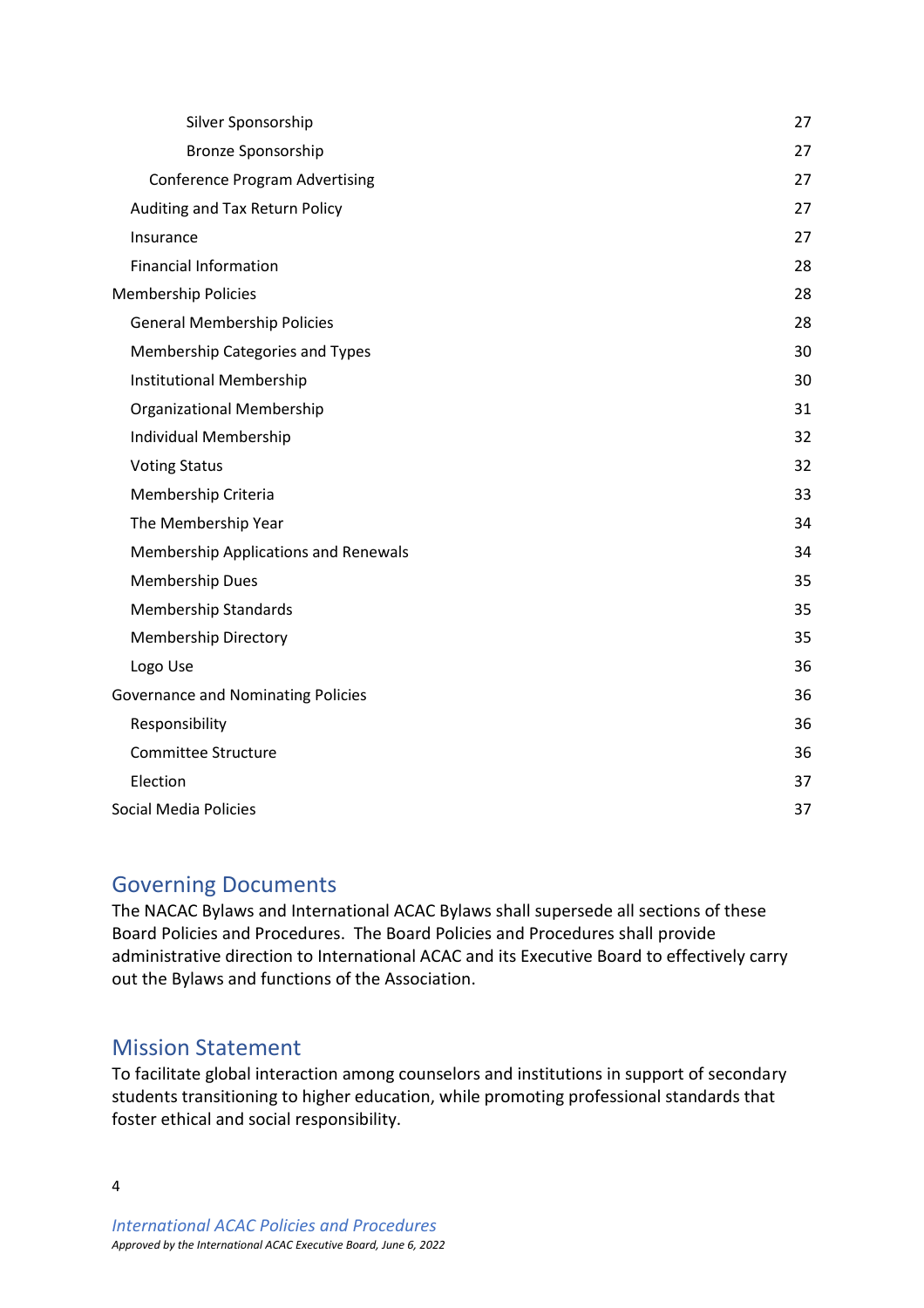| | |
|---|---|
| Silver Sponsorship | 27 |
| Bronze Sponsorship | 27 |
| Conference Program Advertising | 27 |
| Auditing and Tax Return Policy | 27 |
| Insurance | 27 |
| Financial Information | 28 |
| Membership Policies | 28 |
| General Membership Policies | 28 |
| Membership Categories and Types | 30 |
| Institutional Membership | 30 |
| Organizational Membership | 31 |
| Individual Membership | 32 |
| Voting Status | 32 |
| Membership Criteria | 33 |
| The Membership Year | 34 |
| Membership Applications and Renewals | 34 |
| Membership Dues | 35 |
| Membership Standards | 35 |
| Membership Directory | 35 |
| Logo Use | 36 |
| Governance and Nominating Policies | 36 |
| Responsibility | 36 |
| Committee Structure | 36 |
| Election | 37 |
| Social Media Policies | 37 |

## Governing Documents

The NACAC Bylaws and International ACAC Bylaws shall supersede all sections of these Board Policies and Procedures. The Board Policies and Procedures shall provide administrative direction to International ACAC and its Executive Board to effectively carry out the Bylaws and functions of the Association.

## Mission Statement

To facilitate global interaction among counselors and institutions in support of secondary students transitioning to higher education, while promoting professional standards that foster ethical and social responsibility.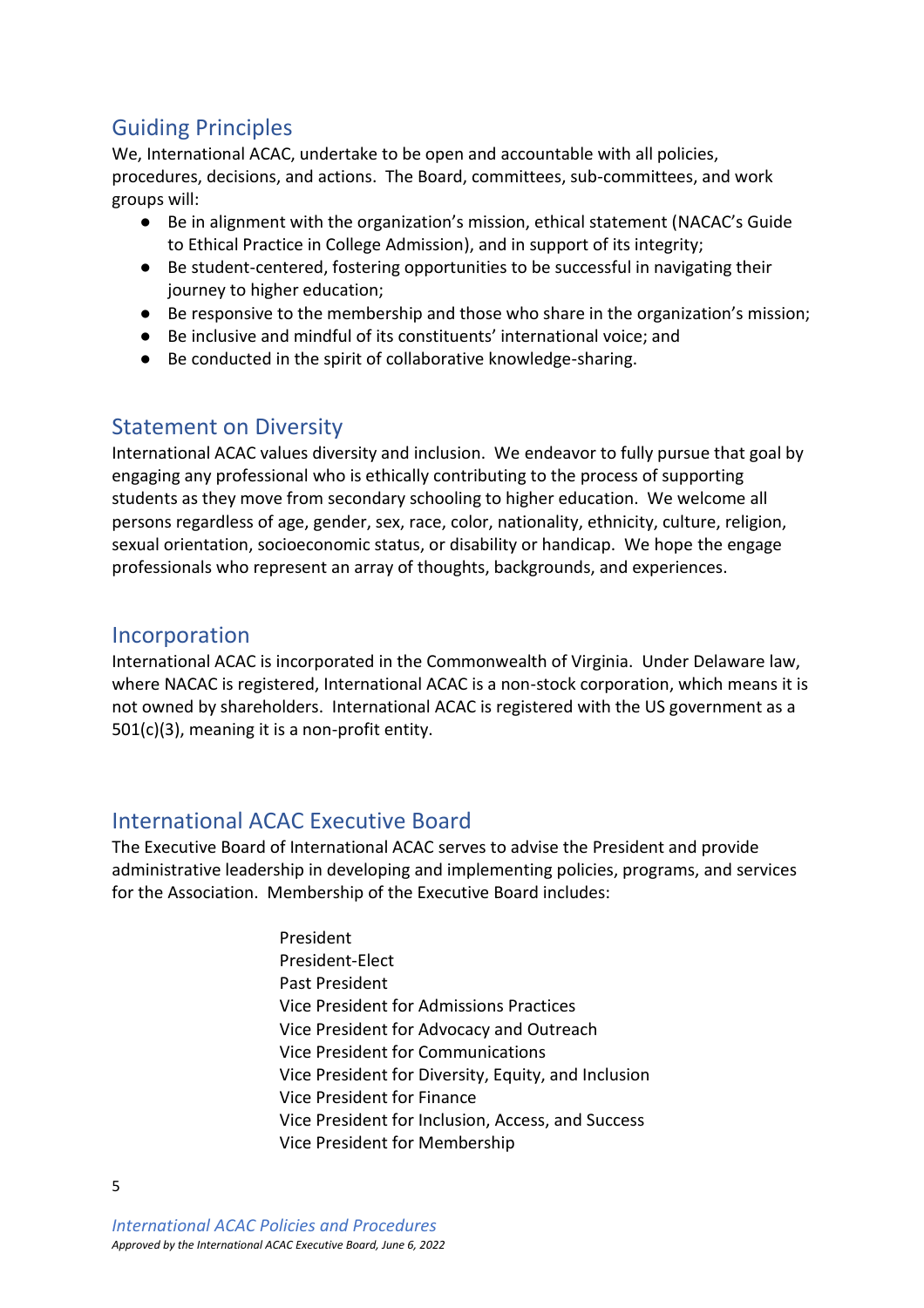## Guiding Principles

We, International ACAC, undertake to be open and accountable with all policies, procedures, decisions, and actions.  The Board, committees, sub-committees, and work groups will:

- Be in alignment with the organization's mission, ethical statement (NACAC's Guide to Ethical Practice in College Admission), and in support of its integrity;
- Be student-centered, fostering opportunities to be successful in navigating their journey to higher education;
- Be responsive to the membership and those who share in the organization's mission;
- Be inclusive and mindful of its constituents' international voice; and
- Be conducted in the spirit of collaborative knowledge-sharing.

## Statement on Diversity

International ACAC values diversity and inclusion.  We endeavor to fully pursue that goal by engaging any professional who is ethically contributing to the process of supporting students as they move from secondary schooling to higher education.  We welcome all persons regardless of age, gender, sex, race, color, nationality, ethnicity, culture, religion, sexual orientation, socioeconomic status, or disability or handicap.  We hope the engage professionals who represent an array of thoughts, backgrounds, and experiences.

## Incorporation

International ACAC is incorporated in the Commonwealth of Virginia.  Under Delaware law, where NACAC is registered, International ACAC is a non-stock corporation, which means it is not owned by shareholders.  International ACAC is registered with the US government as a 501(c)(3), meaning it is a non-profit entity.

## International ACAC Executive Board

The Executive Board of International ACAC serves to advise the President and provide administrative leadership in developing and implementing policies, programs, and services for the Association.  Membership of the Executive Board includes:

President
President-Elect
Past President
Vice President for Admissions Practices
Vice President for Advocacy and Outreach
Vice President for Communications
Vice President for Diversity, Equity, and Inclusion
Vice President for Finance
Vice President for Inclusion, Access, and Success
Vice President for Membership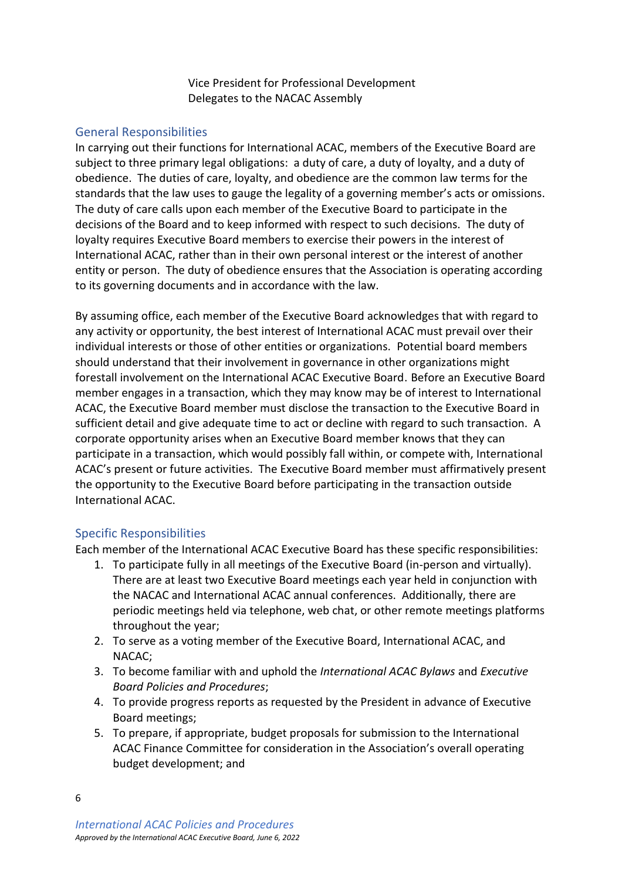Vice President for Professional Development
Delegates to the NACAC Assembly

## General Responsibilities

In carrying out their functions for International ACAC, members of the Executive Board are subject to three primary legal obligations: a duty of care, a duty of loyalty, and a duty of obedience. The duties of care, loyalty, and obedience are the common law terms for the standards that the law uses to gauge the legality of a governing member's acts or omissions. The duty of care calls upon each member of the Executive Board to participate in the decisions of the Board and to keep informed with respect to such decisions. The duty of loyalty requires Executive Board members to exercise their powers in the interest of International ACAC, rather than in their own personal interest or the interest of another entity or person. The duty of obedience ensures that the Association is operating according to its governing documents and in accordance with the law.

By assuming office, each member of the Executive Board acknowledges that with regard to any activity or opportunity, the best interest of International ACAC must prevail over their individual interests or those of other entities or organizations. Potential board members should understand that their involvement in governance in other organizations might forestall involvement on the International ACAC Executive Board. Before an Executive Board member engages in a transaction, which they may know may be of interest to International ACAC, the Executive Board member must disclose the transaction to the Executive Board in sufficient detail and give adequate time to act or decline with regard to such transaction. A corporate opportunity arises when an Executive Board member knows that they can participate in a transaction, which would possibly fall within, or compete with, International ACAC's present or future activities. The Executive Board member must affirmatively present the opportunity to the Executive Board before participating in the transaction outside International ACAC.

## Specific Responsibilities

Each member of the International ACAC Executive Board has these specific responsibilities:

1. To participate fully in all meetings of the Executive Board (in-person and virtually). There are at least two Executive Board meetings each year held in conjunction with the NACAC and International ACAC annual conferences. Additionally, there are periodic meetings held via telephone, web chat, or other remote meetings platforms throughout the year;
2. To serve as a voting member of the Executive Board, International ACAC, and NACAC;
3. To become familiar with and uphold the *International ACAC Bylaws* and *Executive Board Policies and Procedures*;
4. To provide progress reports as requested by the President in advance of Executive Board meetings;
5. To prepare, if appropriate, budget proposals for submission to the International ACAC Finance Committee for consideration in the Association's overall operating budget development; and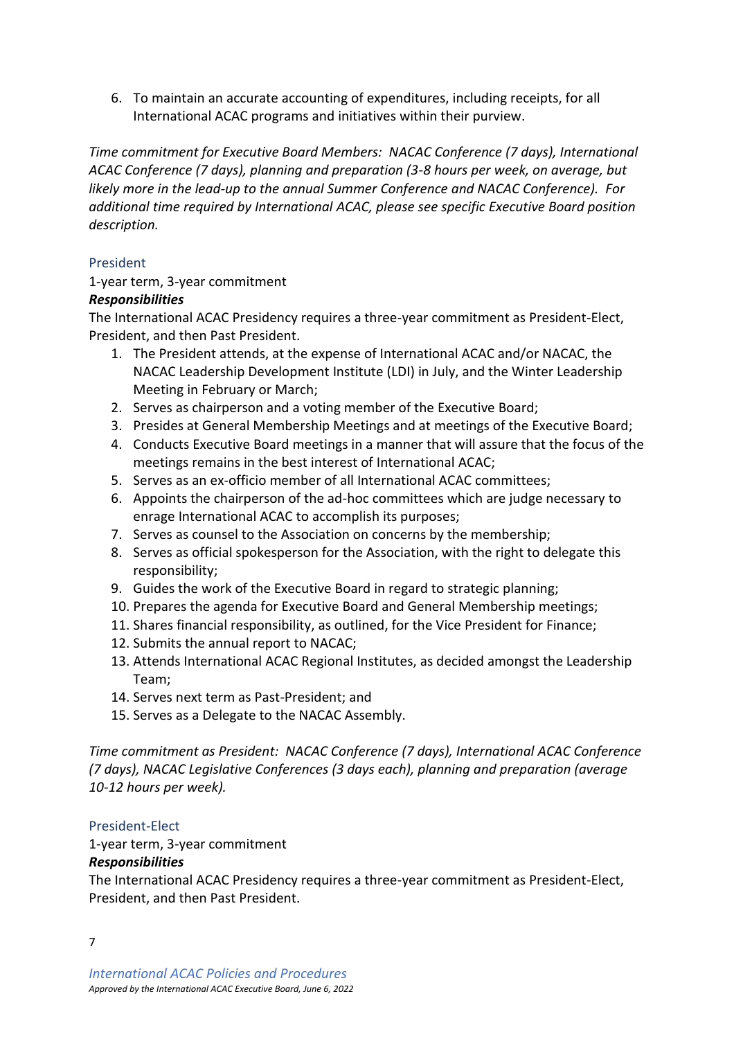6. To maintain an accurate accounting of expenditures, including receipts, for all International ACAC programs and initiatives within their purview.

*Time commitment for Executive Board Members: NACAC Conference (7 days), International ACAC Conference (7 days), planning and preparation (3-8 hours per week, on average, but likely more in the lead-up to the annual Summer Conference and NACAC Conference). For additional time required by International ACAC, please see specific Executive Board position description.*

## President

1-year term, 3-year commitment

***Responsibilities***

The International ACAC Presidency requires a three-year commitment as President-Elect, President, and then Past President.

1. The President attends, at the expense of International ACAC and/or NACAC, the NACAC Leadership Development Institute (LDI) in July, and the Winter Leadership Meeting in February or March;
2. Serves as chairperson and a voting member of the Executive Board;
3. Presides at General Membership Meetings and at meetings of the Executive Board;
4. Conducts Executive Board meetings in a manner that will assure that the focus of the meetings remains in the best interest of International ACAC;
5. Serves as an ex-officio member of all International ACAC committees;
6. Appoints the chairperson of the ad-hoc committees which are judge necessary to enrage International ACAC to accomplish its purposes;
7. Serves as counsel to the Association on concerns by the membership;
8. Serves as official spokesperson for the Association, with the right to delegate this responsibility;
9. Guides the work of the Executive Board in regard to strategic planning;
10. Prepares the agenda for Executive Board and General Membership meetings;
11. Shares financial responsibility, as outlined, for the Vice President for Finance;
12. Submits the annual report to NACAC;
13. Attends International ACAC Regional Institutes, as decided amongst the Leadership Team;
14. Serves next term as Past-President; and
15. Serves as a Delegate to the NACAC Assembly.

*Time commitment as President: NACAC Conference (7 days), International ACAC Conference (7 days), NACAC Legislative Conferences (3 days each), planning and preparation (average 10-12 hours per week).*

## President-Elect

1-year term, 3-year commitment

***Responsibilities***

The International ACAC Presidency requires a three-year commitment as President-Elect, President, and then Past President.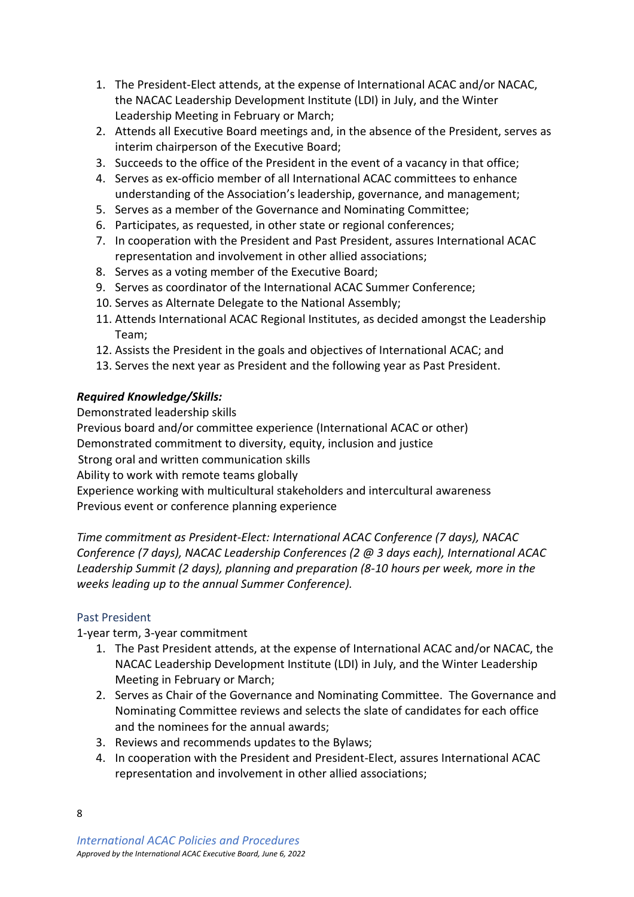1. The President-Elect attends, at the expense of International ACAC and/or NACAC, the NACAC Leadership Development Institute (LDI) in July, and the Winter Leadership Meeting in February or March;
2. Attends all Executive Board meetings and, in the absence of the President, serves as interim chairperson of the Executive Board;
3. Succeeds to the office of the President in the event of a vacancy in that office;
4. Serves as ex-officio member of all International ACAC committees to enhance understanding of the Association's leadership, governance, and management;
5. Serves as a member of the Governance and Nominating Committee;
6. Participates, as requested, in other state or regional conferences;
7. In cooperation with the President and Past President, assures International ACAC representation and involvement in other allied associations;
8. Serves as a voting member of the Executive Board;
9. Serves as coordinator of the International ACAC Summer Conference;
10. Serves as Alternate Delegate to the National Assembly;
11. Attends International ACAC Regional Institutes, as decided amongst the Leadership Team;
12. Assists the President in the goals and objectives of International ACAC; and
13. Serves the next year as President and the following year as Past President.

***Required Knowledge/Skills:***

Demonstrated leadership skills
Previous board and/or committee experience (International ACAC or other)
Demonstrated commitment to diversity, equity, inclusion and justice
Strong oral and written communication skills
Ability to work with remote teams globally
Experience working with multicultural stakeholders and intercultural awareness
Previous event or conference planning experience

*Time commitment as President-Elect: International ACAC Conference (7 days), NACAC Conference (7 days), NACAC Leadership Conferences (2 @ 3 days each), International ACAC Leadership Summit (2 days), planning and preparation (8-10 hours per week, more in the weeks leading up to the annual Summer Conference).*

### Past President

1-year term, 3-year commitment

1. The Past President attends, at the expense of International ACAC and/or NACAC, the NACAC Leadership Development Institute (LDI) in July, and the Winter Leadership Meeting in February or March;
2. Serves as Chair of the Governance and Nominating Committee. The Governance and Nominating Committee reviews and selects the slate of candidates for each office and the nominees for the annual awards;
3. Reviews and recommends updates to the Bylaws;
4. In cooperation with the President and President-Elect, assures International ACAC representation and involvement in other allied associations;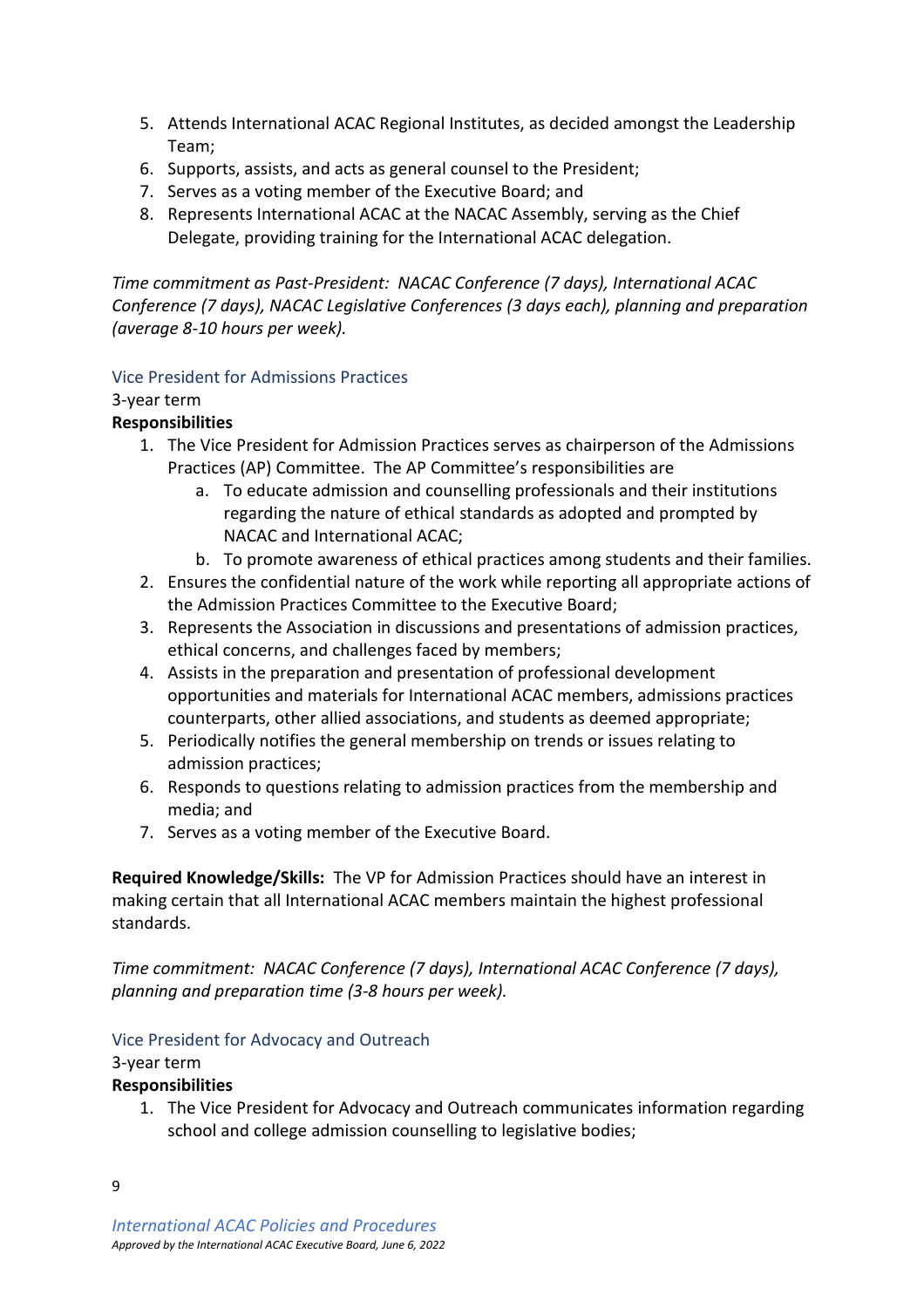5. Attends International ACAC Regional Institutes, as decided amongst the Leadership Team;
6. Supports, assists, and acts as general counsel to the President;
7. Serves as a voting member of the Executive Board; and
8. Represents International ACAC at the NACAC Assembly, serving as the Chief Delegate, providing training for the International ACAC delegation.

*Time commitment as Past-President: NACAC Conference (7 days), International ACAC Conference (7 days), NACAC Legislative Conferences (3 days each), planning and preparation (average 8-10 hours per week).*

### Vice President for Admissions Practices

3-year term

**Responsibilities**

1. The Vice President for Admission Practices serves as chairperson of the Admissions Practices (AP) Committee. The AP Committee's responsibilities are
   a. To educate admission and counselling professionals and their institutions regarding the nature of ethical standards as adopted and prompted by NACAC and International ACAC;
   b. To promote awareness of ethical practices among students and their families.
2. Ensures the confidential nature of the work while reporting all appropriate actions of the Admission Practices Committee to the Executive Board;
3. Represents the Association in discussions and presentations of admission practices, ethical concerns, and challenges faced by members;
4. Assists in the preparation and presentation of professional development opportunities and materials for International ACAC members, admissions practices counterparts, other allied associations, and students as deemed appropriate;
5. Periodically notifies the general membership on trends or issues relating to admission practices;
6. Responds to questions relating to admission practices from the membership and media; and
7. Serves as a voting member of the Executive Board.

**Required Knowledge/Skills:** The VP for Admission Practices should have an interest in making certain that all International ACAC members maintain the highest professional standards.

*Time commitment: NACAC Conference (7 days), International ACAC Conference (7 days), planning and preparation time (3-8 hours per week).*

### Vice President for Advocacy and Outreach

3-year term

**Responsibilities**

1. The Vice President for Advocacy and Outreach communicates information regarding school and college admission counselling to legislative bodies;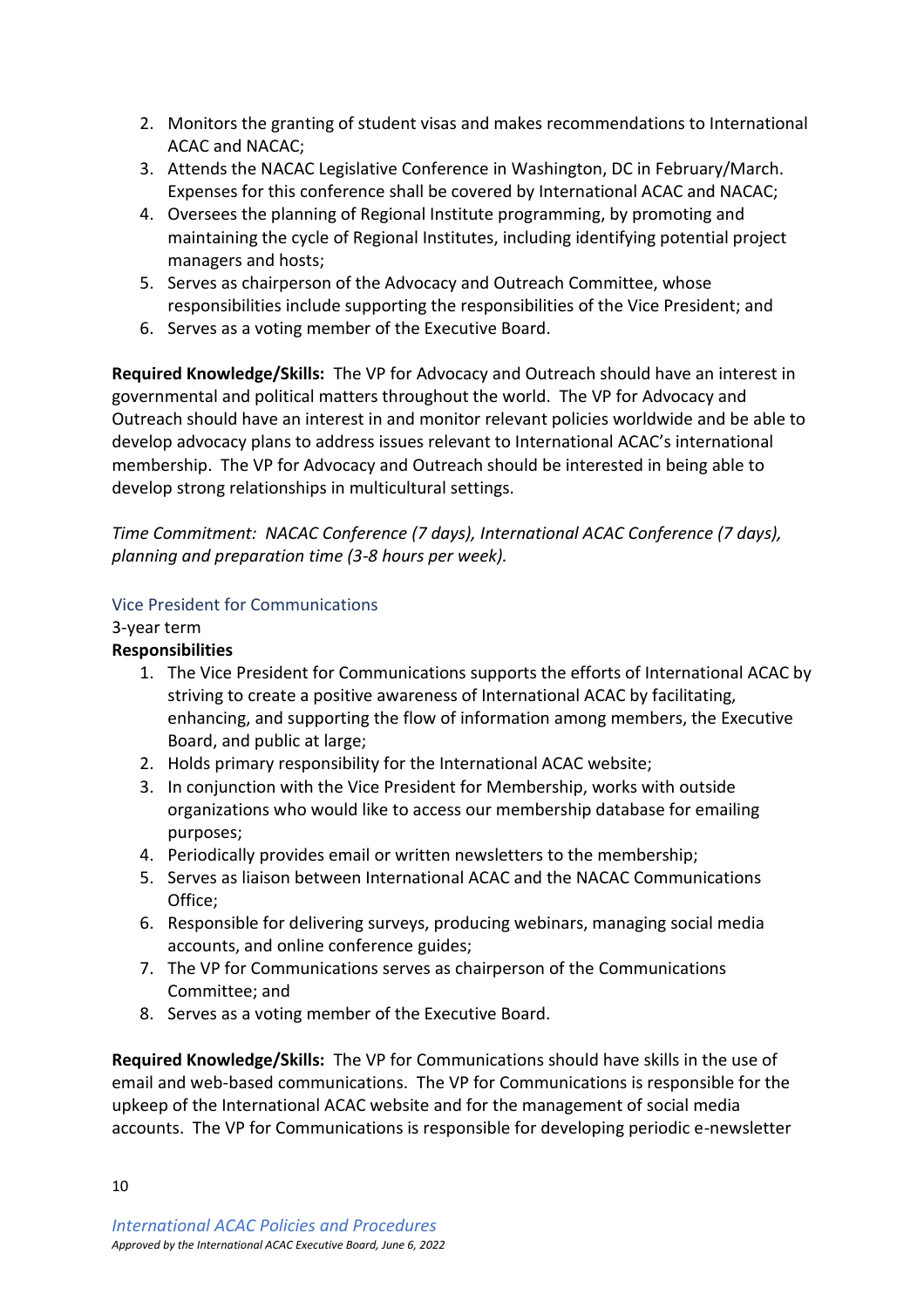2. Monitors the granting of student visas and makes recommendations to International ACAC and NACAC;
3. Attends the NACAC Legislative Conference in Washington, DC in February/March. Expenses for this conference shall be covered by International ACAC and NACAC;
4. Oversees the planning of Regional Institute programming, by promoting and maintaining the cycle of Regional Institutes, including identifying potential project managers and hosts;
5. Serves as chairperson of the Advocacy and Outreach Committee, whose responsibilities include supporting the responsibilities of the Vice President; and
6. Serves as a voting member of the Executive Board.

**Required Knowledge/Skills:** The VP for Advocacy and Outreach should have an interest in governmental and political matters throughout the world. The VP for Advocacy and Outreach should have an interest in and monitor relevant policies worldwide and be able to develop advocacy plans to address issues relevant to International ACAC's international membership. The VP for Advocacy and Outreach should be interested in being able to develop strong relationships in multicultural settings.

*Time Commitment: NACAC Conference (7 days), International ACAC Conference (7 days), planning and preparation time (3-8 hours per week).*

### Vice President for Communications

3-year term

**Responsibilities**

1. The Vice President for Communications supports the efforts of International ACAC by striving to create a positive awareness of International ACAC by facilitating, enhancing, and supporting the flow of information among members, the Executive Board, and public at large;
2. Holds primary responsibility for the International ACAC website;
3. In conjunction with the Vice President for Membership, works with outside organizations who would like to access our membership database for emailing purposes;
4. Periodically provides email or written newsletters to the membership;
5. Serves as liaison between International ACAC and the NACAC Communications Office;
6. Responsible for delivering surveys, producing webinars, managing social media accounts, and online conference guides;
7. The VP for Communications serves as chairperson of the Communications Committee; and
8. Serves as a voting member of the Executive Board.

**Required Knowledge/Skills:** The VP for Communications should have skills in the use of email and web-based communications. The VP for Communications is responsible for the upkeep of the International ACAC website and for the management of social media accounts. The VP for Communications is responsible for developing periodic e-newsletter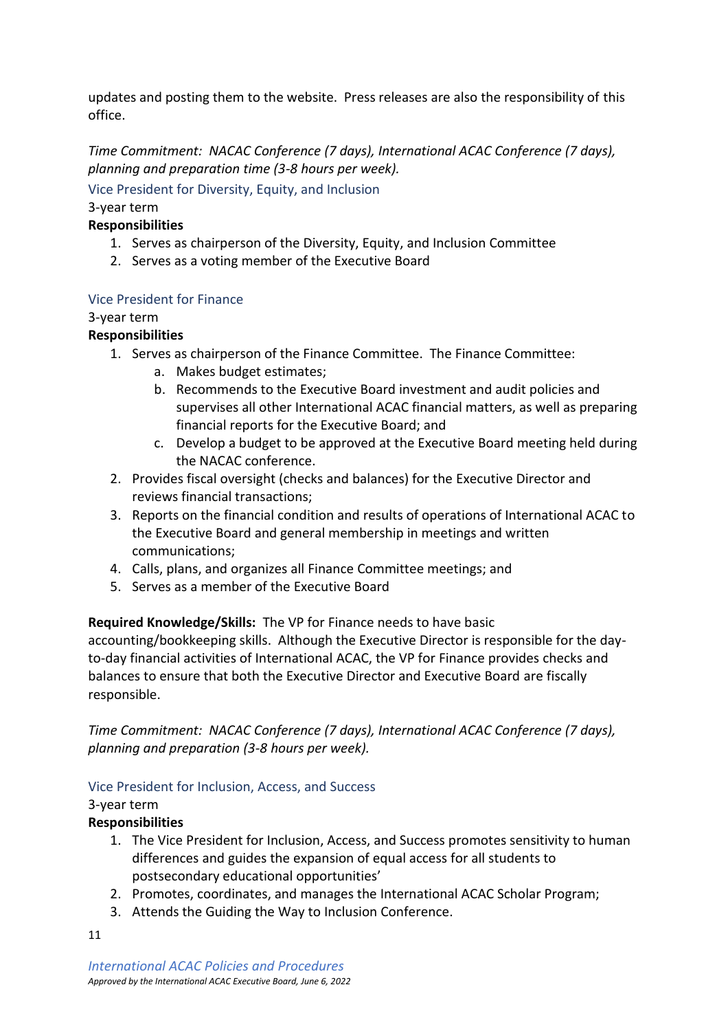updates and posting them to the website.  Press releases are also the responsibility of this office.

*Time Commitment:  NACAC Conference (7 days), International ACAC Conference (7 days), planning and preparation time (3-8 hours per week).*

### Vice President for Diversity, Equity, and Inclusion

3-year term

**Responsibilities**

1. Serves as chairperson of the Diversity, Equity, and Inclusion Committee
2. Serves as a voting member of the Executive Board

### Vice President for Finance

3-year term

**Responsibilities**

1. Serves as chairperson of the Finance Committee.  The Finance Committee:
    a. Makes budget estimates;
    b. Recommends to the Executive Board investment and audit policies and supervises all other International ACAC financial matters, as well as preparing financial reports for the Executive Board; and
    c. Develop a budget to be approved at the Executive Board meeting held during the NACAC conference.
2. Provides fiscal oversight (checks and balances) for the Executive Director and reviews financial transactions;
3. Reports on the financial condition and results of operations of International ACAC to the Executive Board and general membership in meetings and written communications;
4. Calls, plans, and organizes all Finance Committee meetings; and
5. Serves as a member of the Executive Board

**Required Knowledge/Skills:**  The VP for Finance needs to have basic accounting/bookkeeping skills.  Although the Executive Director is responsible for the day-to-day financial activities of International ACAC, the VP for Finance provides checks and balances to ensure that both the Executive Director and Executive Board are fiscally responsible.

*Time Commitment:  NACAC Conference (7 days), International ACAC Conference (7 days), planning and preparation (3-8 hours per week).*

### Vice President for Inclusion, Access, and Success

3-year term

**Responsibilities**

1. The Vice President for Inclusion, Access, and Success promotes sensitivity to human differences and guides the expansion of equal access for all students to postsecondary educational opportunities'
2. Promotes, coordinates, and manages the International ACAC Scholar Program;
3. Attends the Guiding the Way to Inclusion Conference.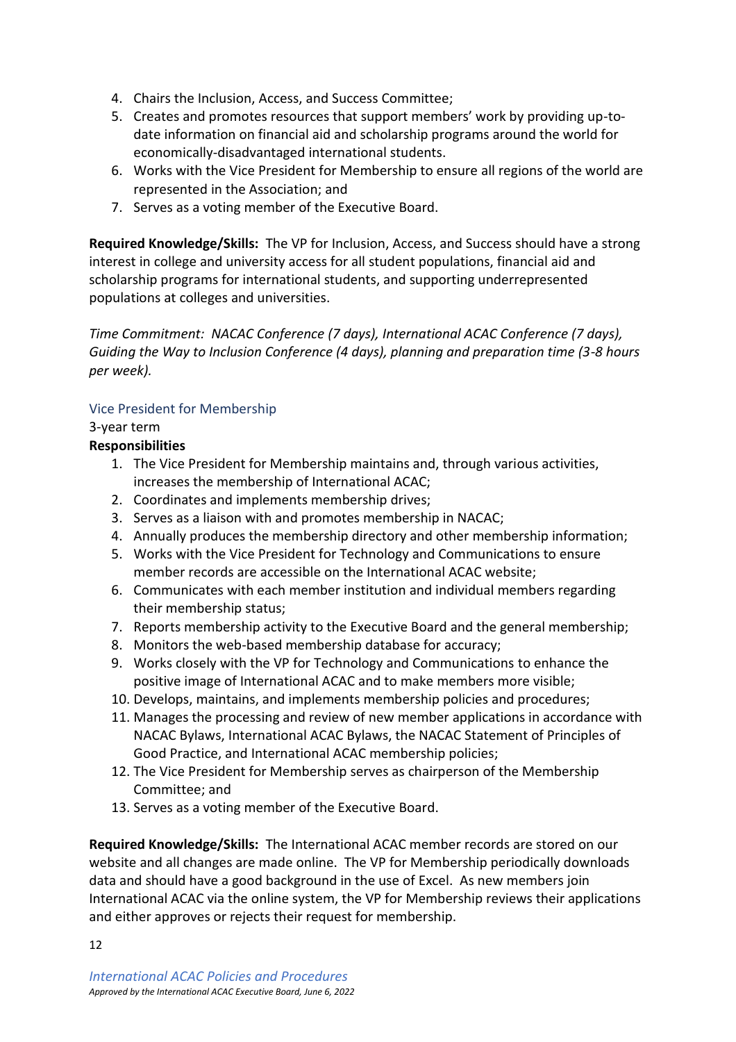4. Chairs the Inclusion, Access, and Success Committee;
5. Creates and promotes resources that support members' work by providing up-to-date information on financial aid and scholarship programs around the world for economically-disadvantaged international students.
6. Works with the Vice President for Membership to ensure all regions of the world are represented in the Association; and
7. Serves as a voting member of the Executive Board.

**Required Knowledge/Skills:** The VP for Inclusion, Access, and Success should have a strong interest in college and university access for all student populations, financial aid and scholarship programs for international students, and supporting underrepresented populations at colleges and universities.

*Time Commitment: NACAC Conference (7 days), International ACAC Conference (7 days), Guiding the Way to Inclusion Conference (4 days), planning and preparation time (3-8 hours per week).*

### Vice President for Membership

3-year term

**Responsibilities**

1. The Vice President for Membership maintains and, through various activities, increases the membership of International ACAC;
2. Coordinates and implements membership drives;
3. Serves as a liaison with and promotes membership in NACAC;
4. Annually produces the membership directory and other membership information;
5. Works with the Vice President for Technology and Communications to ensure member records are accessible on the International ACAC website;
6. Communicates with each member institution and individual members regarding their membership status;
7. Reports membership activity to the Executive Board and the general membership;
8. Monitors the web-based membership database for accuracy;
9. Works closely with the VP for Technology and Communications to enhance the positive image of International ACAC and to make members more visible;
10. Develops, maintains, and implements membership policies and procedures;
11. Manages the processing and review of new member applications in accordance with NACAC Bylaws, International ACAC Bylaws, the NACAC Statement of Principles of Good Practice, and International ACAC membership policies;
12. The Vice President for Membership serves as chairperson of the Membership Committee; and
13. Serves as a voting member of the Executive Board.

**Required Knowledge/Skills:** The International ACAC member records are stored on our website and all changes are made online. The VP for Membership periodically downloads data and should have a good background in the use of Excel. As new members join International ACAC via the online system, the VP for Membership reviews their applications and either approves or rejects their request for membership.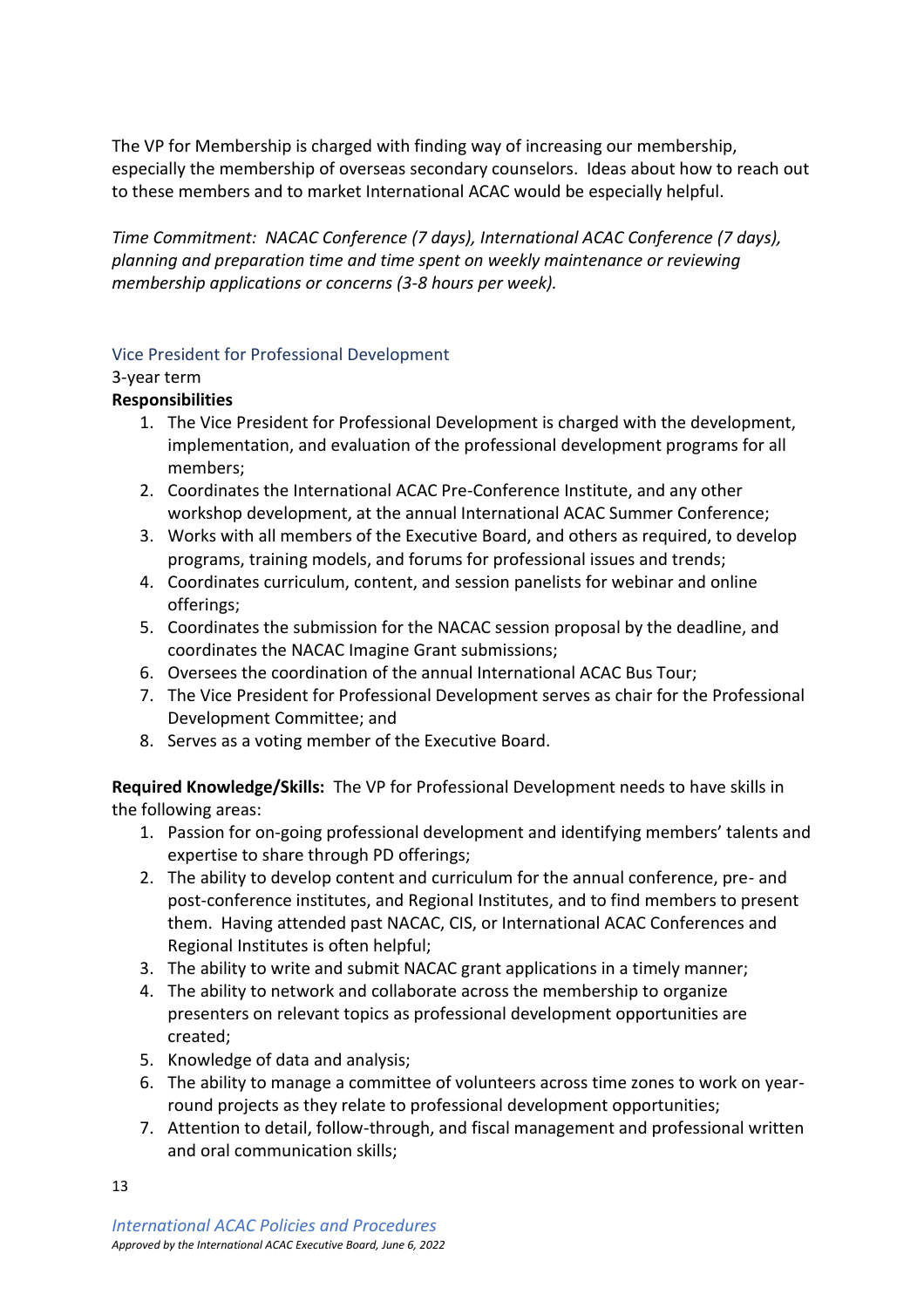The VP for Membership is charged with finding way of increasing our membership, especially the membership of overseas secondary counselors. Ideas about how to reach out to these members and to market International ACAC would be especially helpful.

*Time Commitment: NACAC Conference (7 days), International ACAC Conference (7 days), planning and preparation time and time spent on weekly maintenance or reviewing membership applications or concerns (3-8 hours per week).*

### Vice President for Professional Development

3-year term

**Responsibilities**

1. The Vice President for Professional Development is charged with the development, implementation, and evaluation of the professional development programs for all members;
2. Coordinates the International ACAC Pre-Conference Institute, and any other workshop development, at the annual International ACAC Summer Conference;
3. Works with all members of the Executive Board, and others as required, to develop programs, training models, and forums for professional issues and trends;
4. Coordinates curriculum, content, and session panelists for webinar and online offerings;
5. Coordinates the submission for the NACAC session proposal by the deadline, and coordinates the NACAC Imagine Grant submissions;
6. Oversees the coordination of the annual International ACAC Bus Tour;
7. The Vice President for Professional Development serves as chair for the Professional Development Committee; and
8. Serves as a voting member of the Executive Board.

**Required Knowledge/Skills:** The VP for Professional Development needs to have skills in the following areas:

1. Passion for on-going professional development and identifying members' talents and expertise to share through PD offerings;
2. The ability to develop content and curriculum for the annual conference, pre- and post-conference institutes, and Regional Institutes, and to find members to present them. Having attended past NACAC, CIS, or International ACAC Conferences and Regional Institutes is often helpful;
3. The ability to write and submit NACAC grant applications in a timely manner;
4. The ability to network and collaborate across the membership to organize presenters on relevant topics as professional development opportunities are created;
5. Knowledge of data and analysis;
6. The ability to manage a committee of volunteers across time zones to work on year-round projects as they relate to professional development opportunities;
7. Attention to detail, follow-through, and fiscal management and professional written and oral communication skills;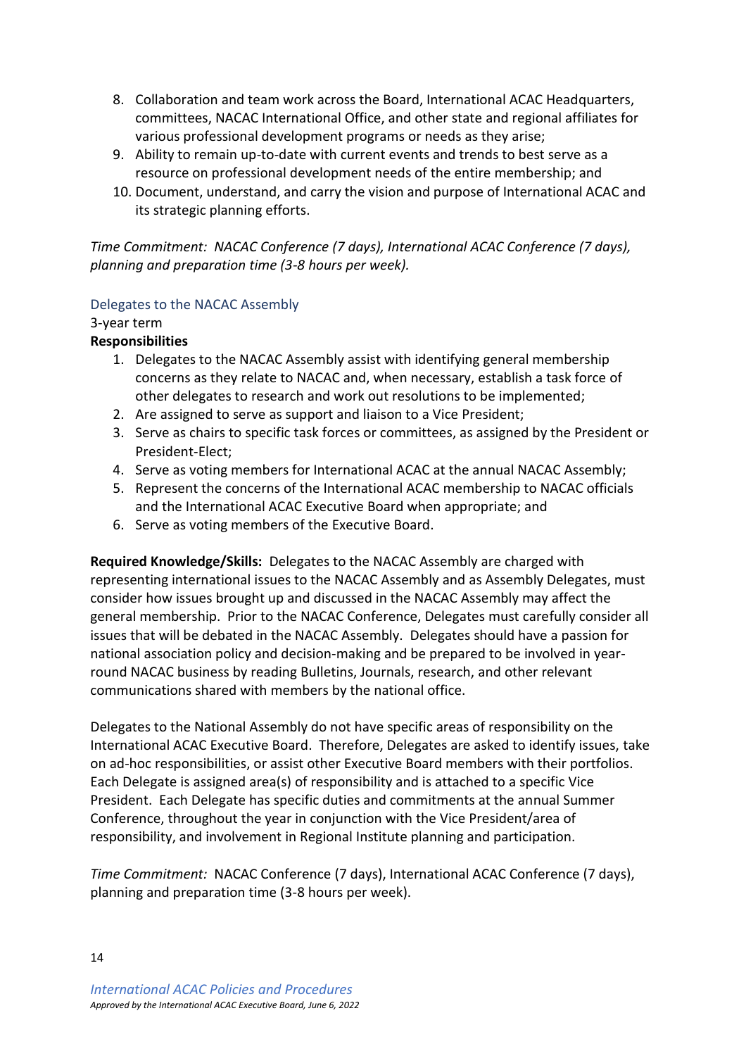8. Collaboration and team work across the Board, International ACAC Headquarters, committees, NACAC International Office, and other state and regional affiliates for various professional development programs or needs as they arise;
9. Ability to remain up-to-date with current events and trends to best serve as a resource on professional development needs of the entire membership; and
10. Document, understand, and carry the vision and purpose of International ACAC and its strategic planning efforts.

*Time Commitment: NACAC Conference (7 days), International ACAC Conference (7 days), planning and preparation time (3-8 hours per week).*

### Delegates to the NACAC Assembly

3-year term

**Responsibilities**

1. Delegates to the NACAC Assembly assist with identifying general membership concerns as they relate to NACAC and, when necessary, establish a task force of other delegates to research and work out resolutions to be implemented;
2. Are assigned to serve as support and liaison to a Vice President;
3. Serve as chairs to specific task forces or committees, as assigned by the President or President-Elect;
4. Serve as voting members for International ACAC at the annual NACAC Assembly;
5. Represent the concerns of the International ACAC membership to NACAC officials and the International ACAC Executive Board when appropriate; and
6. Serve as voting members of the Executive Board.

**Required Knowledge/Skills:** Delegates to the NACAC Assembly are charged with representing international issues to the NACAC Assembly and as Assembly Delegates, must consider how issues brought up and discussed in the NACAC Assembly may affect the general membership. Prior to the NACAC Conference, Delegates must carefully consider all issues that will be debated in the NACAC Assembly. Delegates should have a passion for national association policy and decision-making and be prepared to be involved in year-round NACAC business by reading Bulletins, Journals, research, and other relevant communications shared with members by the national office.

Delegates to the National Assembly do not have specific areas of responsibility on the International ACAC Executive Board. Therefore, Delegates are asked to identify issues, take on ad-hoc responsibilities, or assist other Executive Board members with their portfolios. Each Delegate is assigned area(s) of responsibility and is attached to a specific Vice President. Each Delegate has specific duties and commitments at the annual Summer Conference, throughout the year in conjunction with the Vice President/area of responsibility, and involvement in Regional Institute planning and participation.

*Time Commitment:* NACAC Conference (7 days), International ACAC Conference (7 days), planning and preparation time (3-8 hours per week).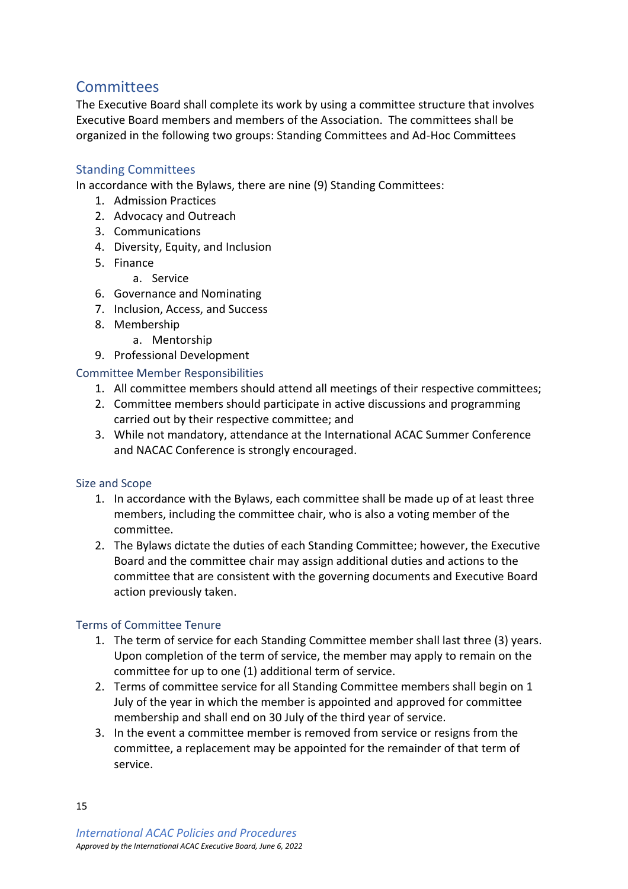# Committees

The Executive Board shall complete its work by using a committee structure that involves Executive Board members and members of the Association. The committees shall be organized in the following two groups: Standing Committees and Ad-Hoc Committees

## Standing Committees

In accordance with the Bylaws, there are nine (9) Standing Committees:

1. Admission Practices
2. Advocacy and Outreach
3. Communications
4. Diversity, Equity, and Inclusion
5. Finance
    a. Service
6. Governance and Nominating
7. Inclusion, Access, and Success
8. Membership
    a. Mentorship
9. Professional Development

### Committee Member Responsibilities

1. All committee members should attend all meetings of their respective committees;
2. Committee members should participate in active discussions and programming carried out by their respective committee; and
3. While not mandatory, attendance at the International ACAC Summer Conference and NACAC Conference is strongly encouraged.

### Size and Scope

1. In accordance with the Bylaws, each committee shall be made up of at least three members, including the committee chair, who is also a voting member of the committee.
2. The Bylaws dictate the duties of each Standing Committee; however, the Executive Board and the committee chair may assign additional duties and actions to the committee that are consistent with the governing documents and Executive Board action previously taken.

### Terms of Committee Tenure

1. The term of service for each Standing Committee member shall last three (3) years. Upon completion of the term of service, the member may apply to remain on the committee for up to one (1) additional term of service.
2. Terms of committee service for all Standing Committee members shall begin on 1 July of the year in which the member is appointed and approved for committee membership and shall end on 30 July of the third year of service.
3. In the event a committee member is removed from service or resigns from the committee, a replacement may be appointed for the remainder of that term of service.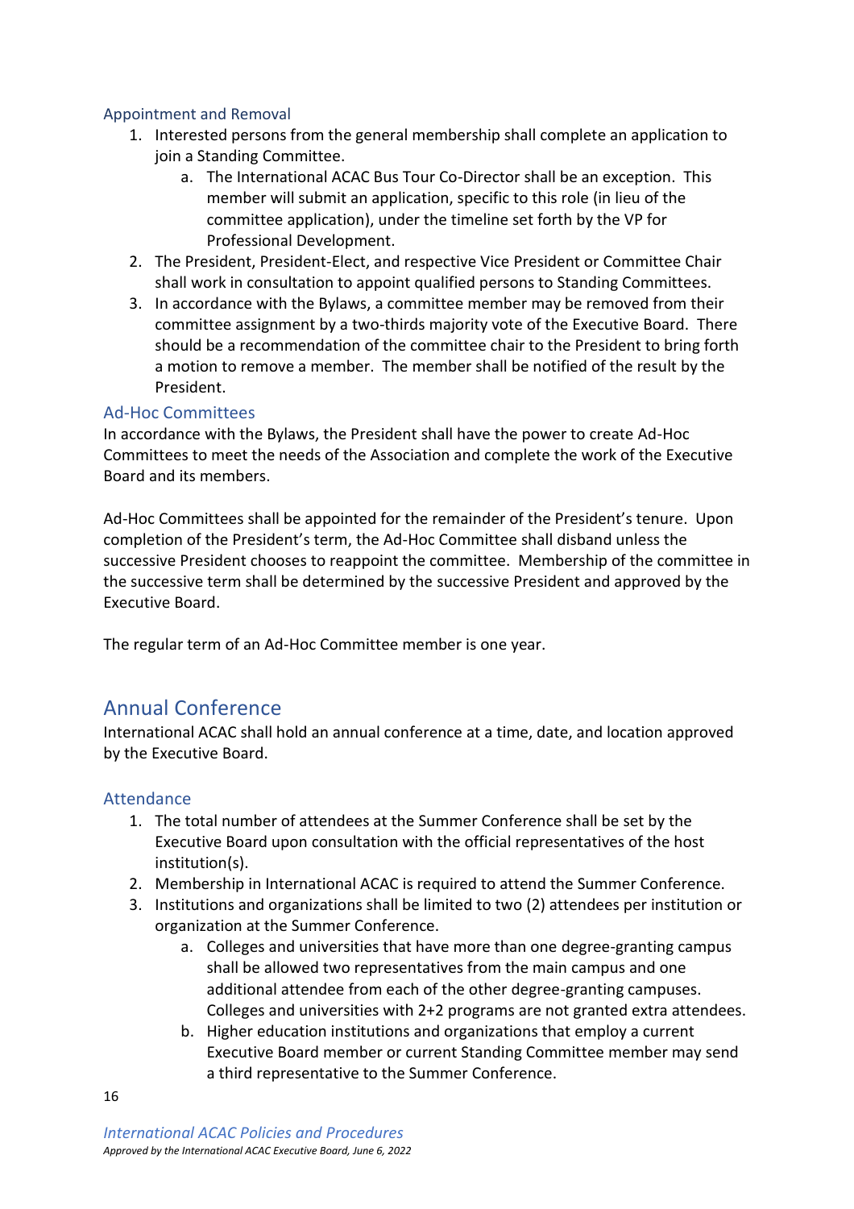### Appointment and Removal

1. Interested persons from the general membership shall complete an application to join a Standing Committee.
    a. The International ACAC Bus Tour Co-Director shall be an exception. This member will submit an application, specific to this role (in lieu of the committee application), under the timeline set forth by the VP for Professional Development.
2. The President, President-Elect, and respective Vice President or Committee Chair shall work in consultation to appoint qualified persons to Standing Committees.
3. In accordance with the Bylaws, a committee member may be removed from their committee assignment by a two-thirds majority vote of the Executive Board. There should be a recommendation of the committee chair to the President to bring forth a motion to remove a member. The member shall be notified of the result by the President.

### Ad-Hoc Committees

In accordance with the Bylaws, the President shall have the power to create Ad-Hoc Committees to meet the needs of the Association and complete the work of the Executive Board and its members.

Ad-Hoc Committees shall be appointed for the remainder of the President's tenure. Upon completion of the President's term, the Ad-Hoc Committee shall disband unless the successive President chooses to reappoint the committee. Membership of the committee in the successive term shall be determined by the successive President and approved by the Executive Board.

The regular term of an Ad-Hoc Committee member is one year.

## Annual Conference

International ACAC shall hold an annual conference at a time, date, and location approved by the Executive Board.

### Attendance

1. The total number of attendees at the Summer Conference shall be set by the Executive Board upon consultation with the official representatives of the host institution(s).
2. Membership in International ACAC is required to attend the Summer Conference.
3. Institutions and organizations shall be limited to two (2) attendees per institution or organization at the Summer Conference.
    a. Colleges and universities that have more than one degree-granting campus shall be allowed two representatives from the main campus and one additional attendee from each of the other degree-granting campuses. Colleges and universities with 2+2 programs are not granted extra attendees.
    b. Higher education institutions and organizations that employ a current Executive Board member or current Standing Committee member may send a third representative to the Summer Conference.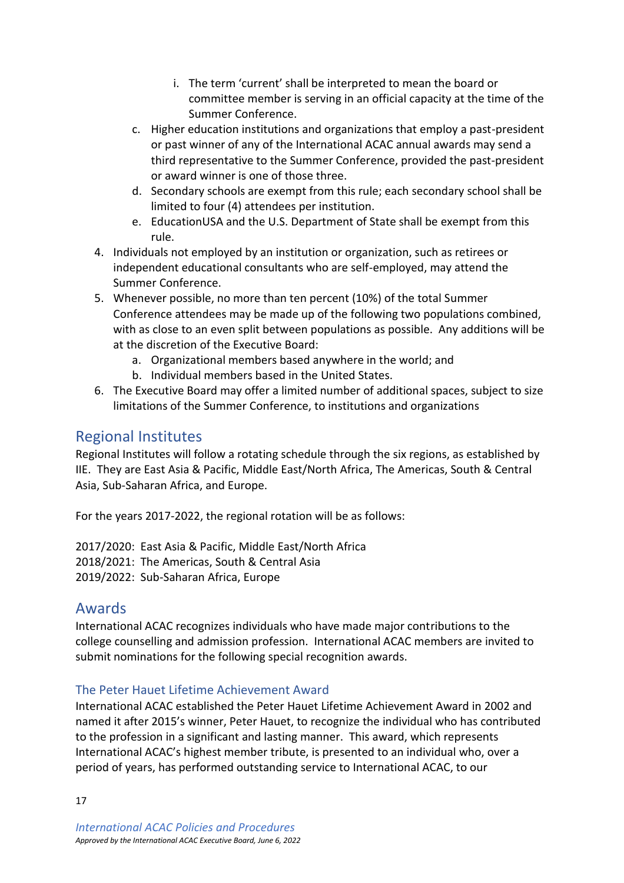i. The term 'current' shall be interpreted to mean the board or committee member is serving in an official capacity at the time of the Summer Conference.

c. Higher education institutions and organizations that employ a past-president or past winner of any of the International ACAC annual awards may send a third representative to the Summer Conference, provided the past-president or award winner is one of those three.

d. Secondary schools are exempt from this rule; each secondary school shall be limited to four (4) attendees per institution.

e. EducationUSA and the U.S. Department of State shall be exempt from this rule.

4. Individuals not employed by an institution or organization, such as retirees or independent educational consultants who are self-employed, may attend the Summer Conference.
5. Whenever possible, no more than ten percent (10%) of the total Summer Conference attendees may be made up of the following two populations combined, with as close to an even split between populations as possible. Any additions will be at the discretion of the Executive Board:
   a. Organizational members based anywhere in the world; and
   b. Individual members based in the United States.
6. The Executive Board may offer a limited number of additional spaces, subject to size limitations of the Summer Conference, to institutions and organizations

## Regional Institutes

Regional Institutes will follow a rotating schedule through the six regions, as established by IIE. They are East Asia & Pacific, Middle East/North Africa, The Americas, South & Central Asia, Sub-Saharan Africa, and Europe.

For the years 2017-2022, the regional rotation will be as follows:

2017/2020: East Asia & Pacific, Middle East/North Africa
2018/2021: The Americas, South & Central Asia
2019/2022: Sub-Saharan Africa, Europe

## Awards

International ACAC recognizes individuals who have made major contributions to the college counselling and admission profession. International ACAC members are invited to submit nominations for the following special recognition awards.

### The Peter Hauet Lifetime Achievement Award

International ACAC established the Peter Hauet Lifetime Achievement Award in 2002 and named it after 2015's winner, Peter Hauet, to recognize the individual who has contributed to the profession in a significant and lasting manner. This award, which represents International ACAC's highest member tribute, is presented to an individual who, over a period of years, has performed outstanding service to International ACAC, to our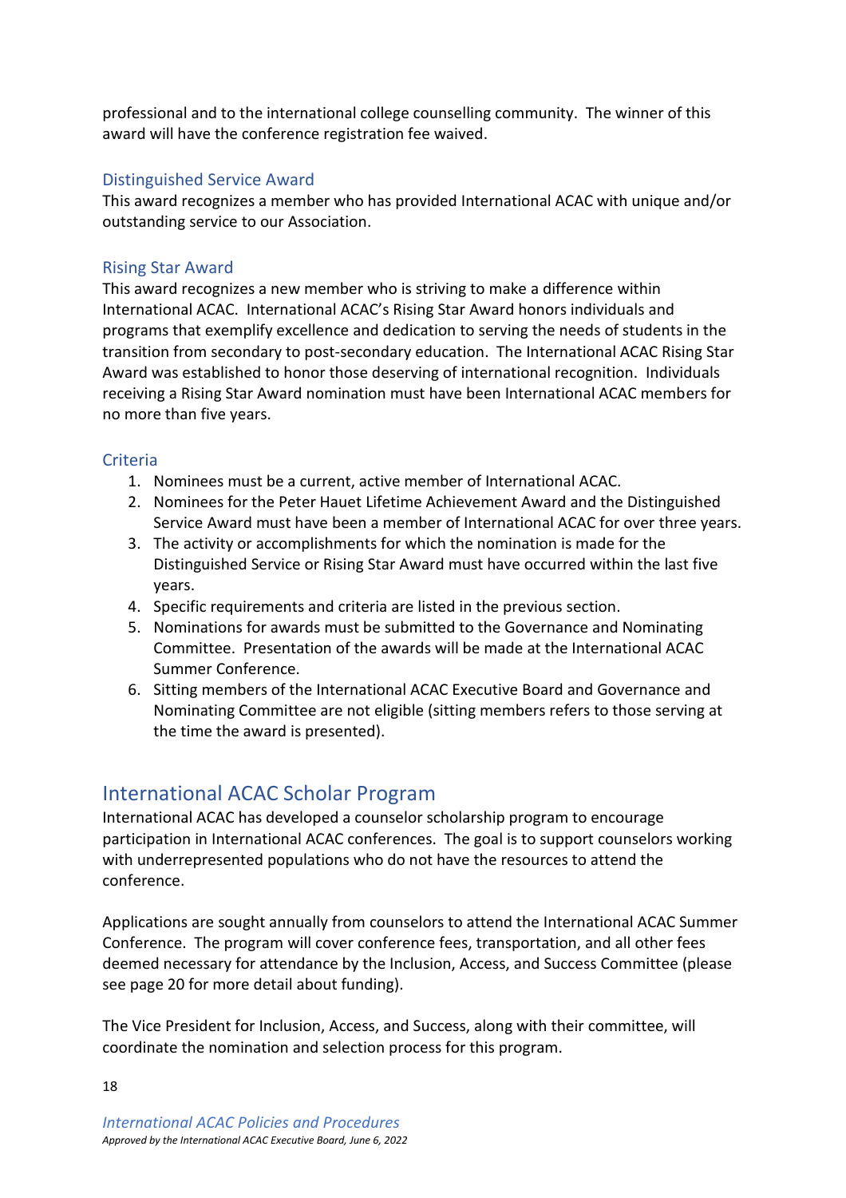professional and to the international college counselling community. The winner of this award will have the conference registration fee waived.

### Distinguished Service Award

This award recognizes a member who has provided International ACAC with unique and/or outstanding service to our Association.

### Rising Star Award

This award recognizes a new member who is striving to make a difference within International ACAC. International ACAC's Rising Star Award honors individuals and programs that exemplify excellence and dedication to serving the needs of students in the transition from secondary to post-secondary education. The International ACAC Rising Star Award was established to honor those deserving of international recognition. Individuals receiving a Rising Star Award nomination must have been International ACAC members for no more than five years.

### Criteria

1. Nominees must be a current, active member of International ACAC.
2. Nominees for the Peter Hauet Lifetime Achievement Award and the Distinguished Service Award must have been a member of International ACAC for over three years.
3. The activity or accomplishments for which the nomination is made for the Distinguished Service or Rising Star Award must have occurred within the last five years.
4. Specific requirements and criteria are listed in the previous section.
5. Nominations for awards must be submitted to the Governance and Nominating Committee. Presentation of the awards will be made at the International ACAC Summer Conference.
6. Sitting members of the International ACAC Executive Board and Governance and Nominating Committee are not eligible (sitting members refers to those serving at the time the award is presented).

## International ACAC Scholar Program

International ACAC has developed a counselor scholarship program to encourage participation in International ACAC conferences. The goal is to support counselors working with underrepresented populations who do not have the resources to attend the conference.

Applications are sought annually from counselors to attend the International ACAC Summer Conference. The program will cover conference fees, transportation, and all other fees deemed necessary for attendance by the Inclusion, Access, and Success Committee (please see page 20 for more detail about funding).

The Vice President for Inclusion, Access, and Success, along with their committee, will coordinate the nomination and selection process for this program.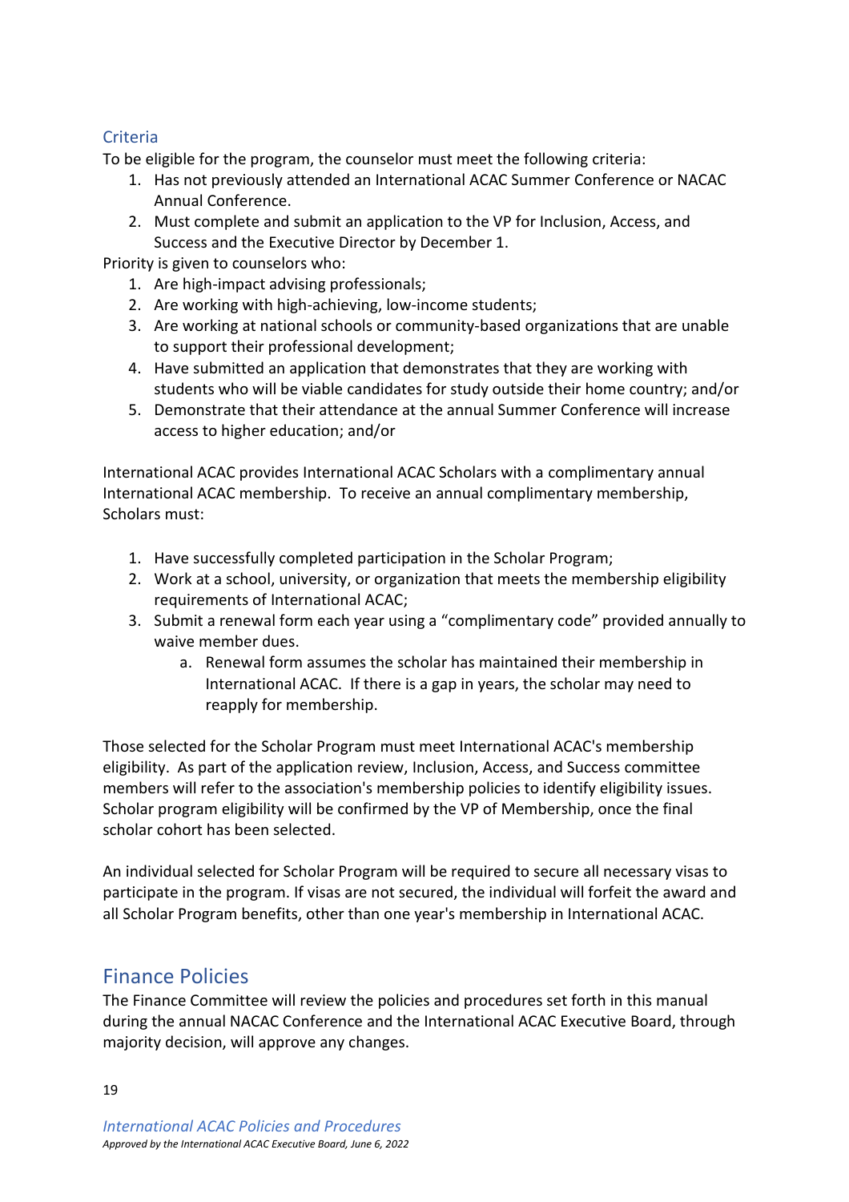### Criteria

To be eligible for the program, the counselor must meet the following criteria:

1. Has not previously attended an International ACAC Summer Conference or NACAC Annual Conference.
2. Must complete and submit an application to the VP for Inclusion, Access, and Success and the Executive Director by December 1.

Priority is given to counselors who:

1. Are high-impact advising professionals;
2. Are working with high-achieving, low-income students;
3. Are working at national schools or community-based organizations that are unable to support their professional development;
4. Have submitted an application that demonstrates that they are working with students who will be viable candidates for study outside their home country; and/or
5. Demonstrate that their attendance at the annual Summer Conference will increase access to higher education; and/or

International ACAC provides International ACAC Scholars with a complimentary annual International ACAC membership. To receive an annual complimentary membership, Scholars must:

1. Have successfully completed participation in the Scholar Program;
2. Work at a school, university, or organization that meets the membership eligibility requirements of International ACAC;
3. Submit a renewal form each year using a "complimentary code" provided annually to waive member dues.
    a. Renewal form assumes the scholar has maintained their membership in International ACAC. If there is a gap in years, the scholar may need to reapply for membership.

Those selected for the Scholar Program must meet International ACAC's membership eligibility. As part of the application review, Inclusion, Access, and Success committee members will refer to the association's membership policies to identify eligibility issues. Scholar program eligibility will be confirmed by the VP of Membership, once the final scholar cohort has been selected.

An individual selected for Scholar Program will be required to secure all necessary visas to participate in the program. If visas are not secured, the individual will forfeit the award and all Scholar Program benefits, other than one year's membership in International ACAC.

## Finance Policies

The Finance Committee will review the policies and procedures set forth in this manual during the annual NACAC Conference and the International ACAC Executive Board, through majority decision, will approve any changes.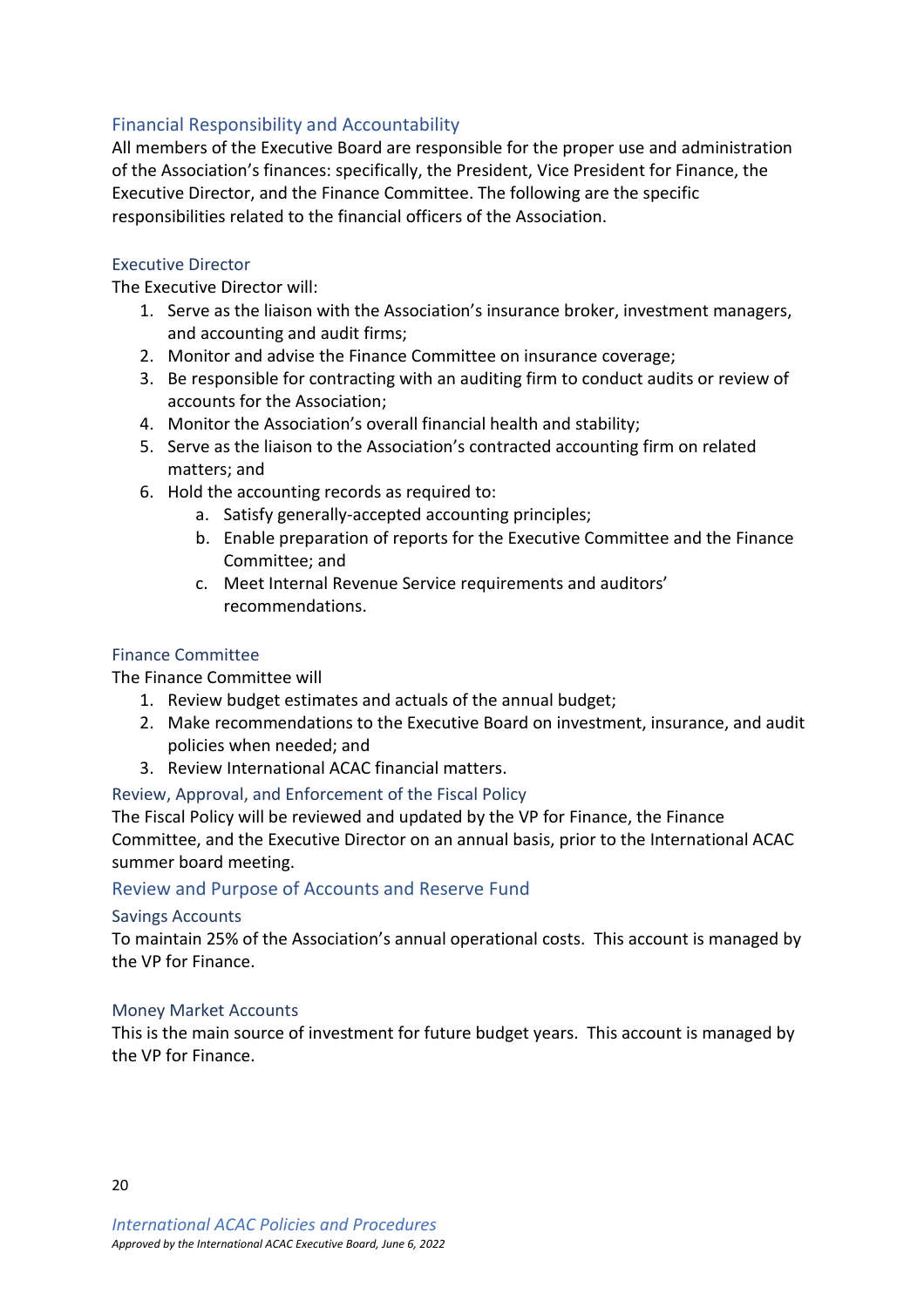## Financial Responsibility and Accountability

All members of the Executive Board are responsible for the proper use and administration of the Association's finances: specifically, the President, Vice President for Finance, the Executive Director, and the Finance Committee. The following are the specific responsibilities related to the financial officers of the Association.

### Executive Director

The Executive Director will:

1. Serve as the liaison with the Association's insurance broker, investment managers, and accounting and audit firms;
2. Monitor and advise the Finance Committee on insurance coverage;
3. Be responsible for contracting with an auditing firm to conduct audits or review of accounts for the Association;
4. Monitor the Association's overall financial health and stability;
5. Serve as the liaison to the Association's contracted accounting firm on related matters; and
6. Hold the accounting records as required to:
   a. Satisfy generally-accepted accounting principles;
   b. Enable preparation of reports for the Executive Committee and the Finance Committee; and
   c. Meet Internal Revenue Service requirements and auditors' recommendations.

### Finance Committee

The Finance Committee will

1. Review budget estimates and actuals of the annual budget;
2. Make recommendations to the Executive Board on investment, insurance, and audit policies when needed; and
3. Review International ACAC financial matters.

### Review, Approval, and Enforcement of the Fiscal Policy

The Fiscal Policy will be reviewed and updated by the VP for Finance, the Finance Committee, and the Executive Director on an annual basis, prior to the International ACAC summer board meeting.

## Review and Purpose of Accounts and Reserve Fund

### Savings Accounts

To maintain 25% of the Association's annual operational costs. This account is managed by the VP for Finance.

### Money Market Accounts

This is the main source of investment for future budget years. This account is managed by the VP for Finance.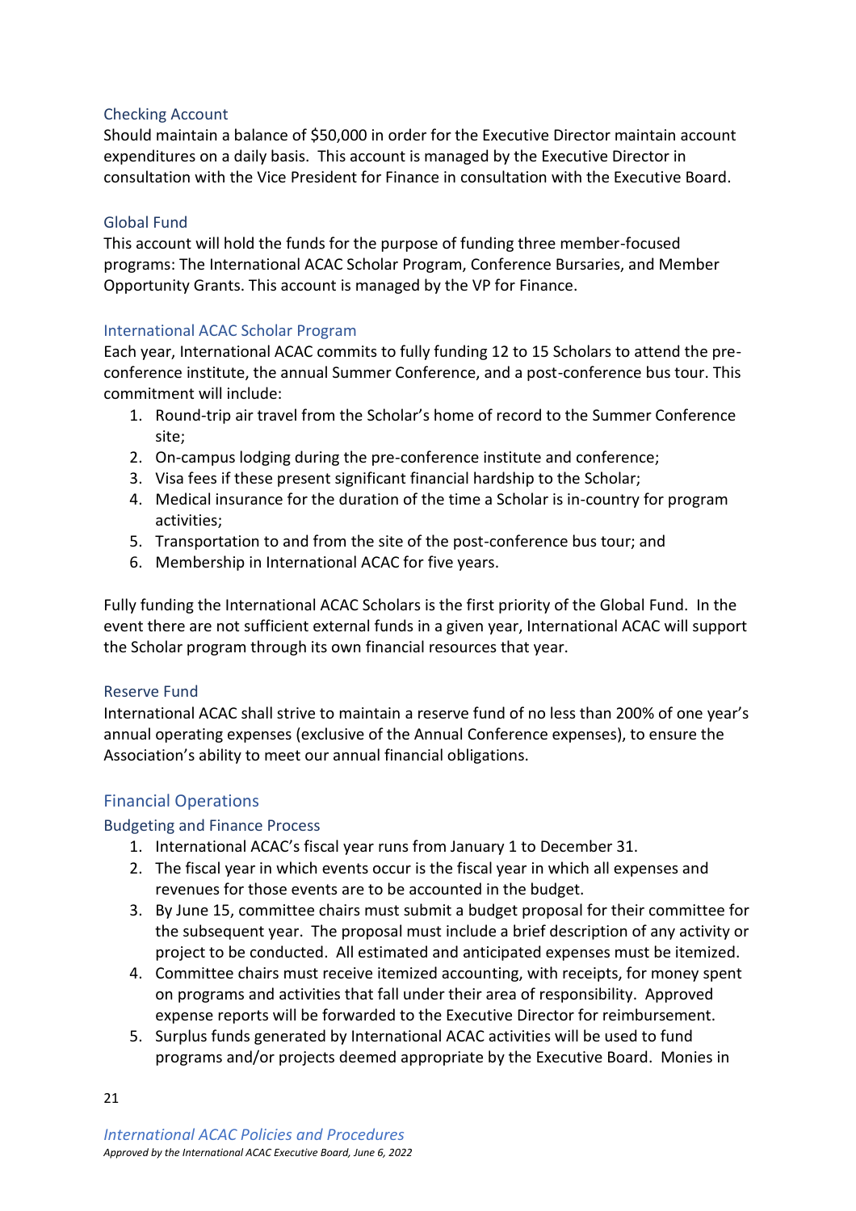### Checking Account

Should maintain a balance of $50,000 in order for the Executive Director maintain account expenditures on a daily basis. This account is managed by the Executive Director in consultation with the Vice President for Finance in consultation with the Executive Board.

### Global Fund

This account will hold the funds for the purpose of funding three member-focused programs: The International ACAC Scholar Program, Conference Bursaries, and Member Opportunity Grants. This account is managed by the VP for Finance.

### International ACAC Scholar Program

Each year, International ACAC commits to fully funding 12 to 15 Scholars to attend the pre-conference institute, the annual Summer Conference, and a post-conference bus tour. This commitment will include:

1. Round-trip air travel from the Scholar's home of record to the Summer Conference site;
2. On-campus lodging during the pre-conference institute and conference;
3. Visa fees if these present significant financial hardship to the Scholar;
4. Medical insurance for the duration of the time a Scholar is in-country for program activities;
5. Transportation to and from the site of the post-conference bus tour; and
6. Membership in International ACAC for five years.

Fully funding the International ACAC Scholars is the first priority of the Global Fund. In the event there are not sufficient external funds in a given year, International ACAC will support the Scholar program through its own financial resources that year.

### Reserve Fund

International ACAC shall strive to maintain a reserve fund of no less than 200% of one year's annual operating expenses (exclusive of the Annual Conference expenses), to ensure the Association's ability to meet our annual financial obligations.

## Financial Operations

### Budgeting and Finance Process

1. International ACAC's fiscal year runs from January 1 to December 31.
2. The fiscal year in which events occur is the fiscal year in which all expenses and revenues for those events are to be accounted in the budget.
3. By June 15, committee chairs must submit a budget proposal for their committee for the subsequent year. The proposal must include a brief description of any activity or project to be conducted. All estimated and anticipated expenses must be itemized.
4. Committee chairs must receive itemized accounting, with receipts, for money spent on programs and activities that fall under their area of responsibility. Approved expense reports will be forwarded to the Executive Director for reimbursement.
5. Surplus funds generated by International ACAC activities will be used to fund programs and/or projects deemed appropriate by the Executive Board. Monies in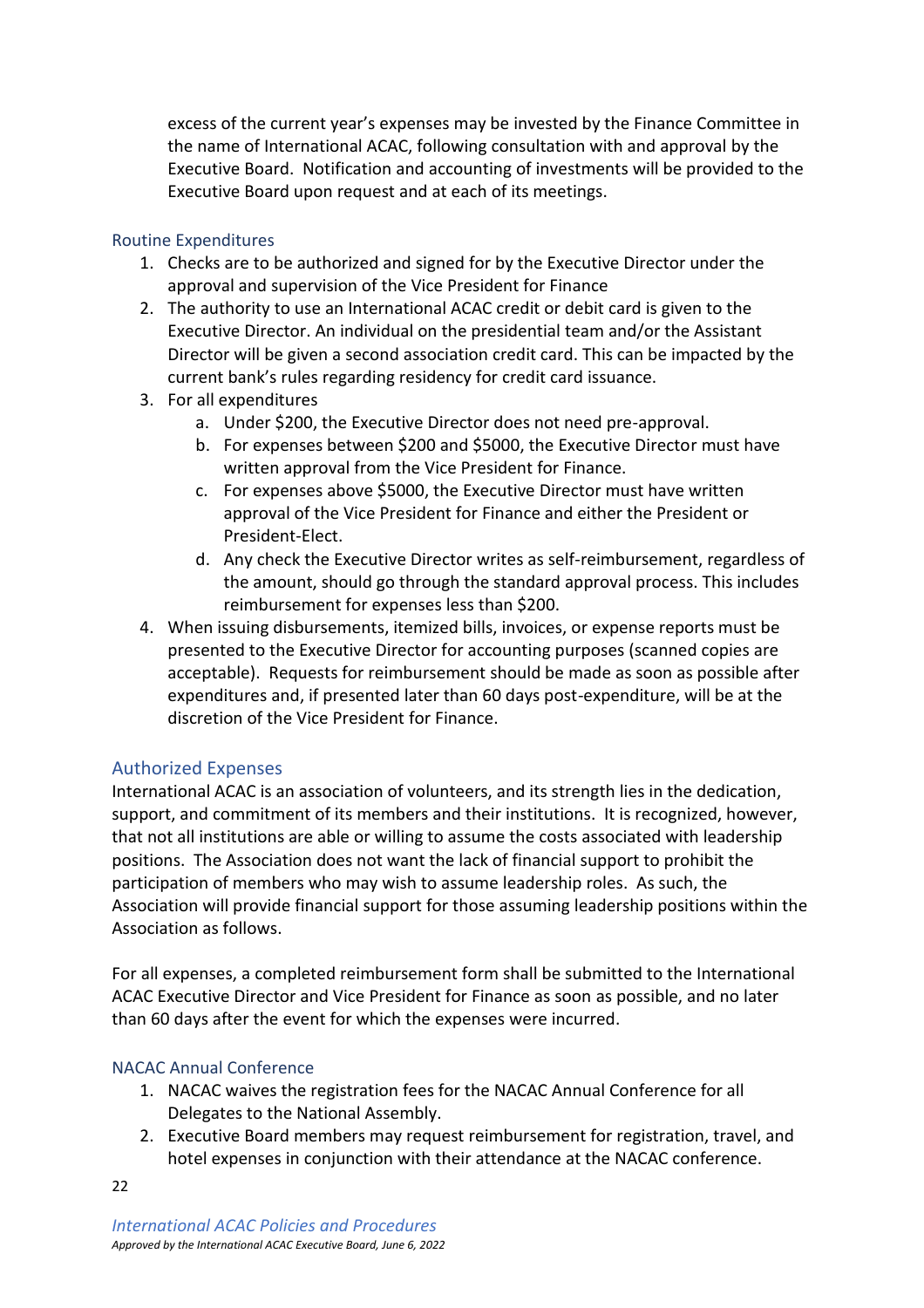excess of the current year's expenses may be invested by the Finance Committee in the name of International ACAC, following consultation with and approval by the Executive Board. Notification and accounting of investments will be provided to the Executive Board upon request and at each of its meetings.

### Routine Expenditures

1. Checks are to be authorized and signed for by the Executive Director under the approval and supervision of the Vice President for Finance
2. The authority to use an International ACAC credit or debit card is given to the Executive Director. An individual on the presidential team and/or the Assistant Director will be given a second association credit card. This can be impacted by the current bank's rules regarding residency for credit card issuance.
3. For all expenditures
   a. Under $200, the Executive Director does not need pre-approval.
   b. For expenses between $200 and $5000, the Executive Director must have written approval from the Vice President for Finance.
   c. For expenses above $5000, the Executive Director must have written approval of the Vice President for Finance and either the President or President-Elect.
   d. Any check the Executive Director writes as self-reimbursement, regardless of the amount, should go through the standard approval process. This includes reimbursement for expenses less than $200.
4. When issuing disbursements, itemized bills, invoices, or expense reports must be presented to the Executive Director for accounting purposes (scanned copies are acceptable). Requests for reimbursement should be made as soon as possible after expenditures and, if presented later than 60 days post-expenditure, will be at the discretion of the Vice President for Finance.

## Authorized Expenses

International ACAC is an association of volunteers, and its strength lies in the dedication, support, and commitment of its members and their institutions. It is recognized, however, that not all institutions are able or willing to assume the costs associated with leadership positions. The Association does not want the lack of financial support to prohibit the participation of members who may wish to assume leadership roles. As such, the Association will provide financial support for those assuming leadership positions within the Association as follows.

For all expenses, a completed reimbursement form shall be submitted to the International ACAC Executive Director and Vice President for Finance as soon as possible, and no later than 60 days after the event for which the expenses were incurred.

### NACAC Annual Conference

1. NACAC waives the registration fees for the NACAC Annual Conference for all Delegates to the National Assembly.
2. Executive Board members may request reimbursement for registration, travel, and hotel expenses in conjunction with their attendance at the NACAC conference.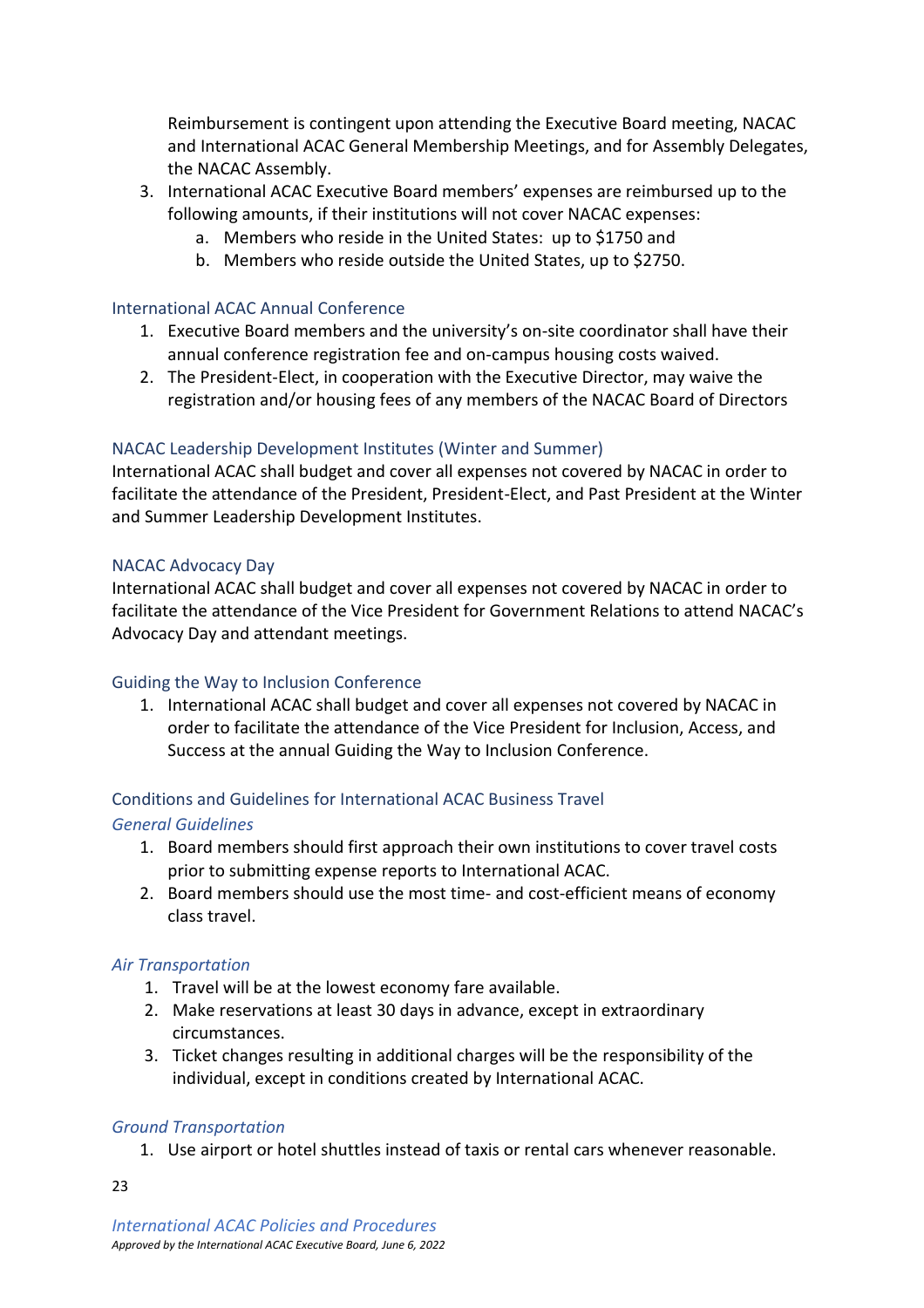Reimbursement is contingent upon attending the Executive Board meeting, NACAC and International ACAC General Membership Meetings, and for Assembly Delegates, the NACAC Assembly.

3. International ACAC Executive Board members' expenses are reimbursed up to the following amounts, if their institutions will not cover NACAC expenses:
   a. Members who reside in the United States:  up to $1750 and
   b. Members who reside outside the United States, up to $2750.

### International ACAC Annual Conference

1. Executive Board members and the university's on-site coordinator shall have their annual conference registration fee and on-campus housing costs waived.
2. The President-Elect, in cooperation with the Executive Director, may waive the registration and/or housing fees of any members of the NACAC Board of Directors

### NACAC Leadership Development Institutes (Winter and Summer)

International ACAC shall budget and cover all expenses not covered by NACAC in order to facilitate the attendance of the President, President-Elect, and Past President at the Winter and Summer Leadership Development Institutes.

### NACAC Advocacy Day

International ACAC shall budget and cover all expenses not covered by NACAC in order to facilitate the attendance of the Vice President for Government Relations to attend NACAC's Advocacy Day and attendant meetings.

### Guiding the Way to Inclusion Conference

1. International ACAC shall budget and cover all expenses not covered by NACAC in order to facilitate the attendance of the Vice President for Inclusion, Access, and Success at the annual Guiding the Way to Inclusion Conference.

### Conditions and Guidelines for International ACAC Business Travel

#### *General Guidelines*

1. Board members should first approach their own institutions to cover travel costs prior to submitting expense reports to International ACAC.
2. Board members should use the most time- and cost-efficient means of economy class travel.

#### *Air Transportation*

1. Travel will be at the lowest economy fare available.
2. Make reservations at least 30 days in advance, except in extraordinary circumstances.
3. Ticket changes resulting in additional charges will be the responsibility of the individual, except in conditions created by International ACAC.

#### *Ground Transportation*

1. Use airport or hotel shuttles instead of taxis or rental cars whenever reasonable.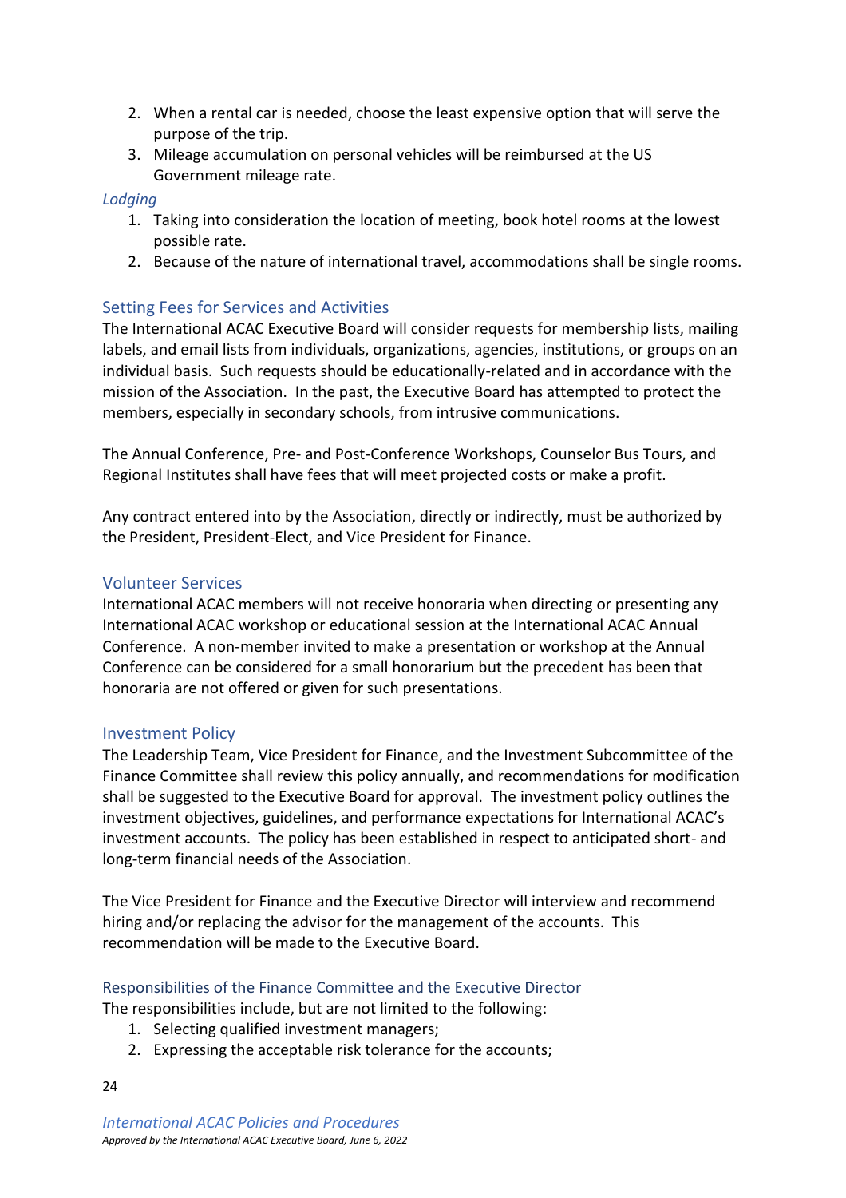2. When a rental car is needed, choose the least expensive option that will serve the purpose of the trip.
3. Mileage accumulation on personal vehicles will be reimbursed at the US Government mileage rate.

*Lodging*

1. Taking into consideration the location of meeting, book hotel rooms at the lowest possible rate.
2. Because of the nature of international travel, accommodations shall be single rooms.

## Setting Fees for Services and Activities

The International ACAC Executive Board will consider requests for membership lists, mailing labels, and email lists from individuals, organizations, agencies, institutions, or groups on an individual basis. Such requests should be educationally-related and in accordance with the mission of the Association. In the past, the Executive Board has attempted to protect the members, especially in secondary schools, from intrusive communications.

The Annual Conference, Pre- and Post-Conference Workshops, Counselor Bus Tours, and Regional Institutes shall have fees that will meet projected costs or make a profit.

Any contract entered into by the Association, directly or indirectly, must be authorized by the President, President-Elect, and Vice President for Finance.

## Volunteer Services

International ACAC members will not receive honoraria when directing or presenting any International ACAC workshop or educational session at the International ACAC Annual Conference. A non-member invited to make a presentation or workshop at the Annual Conference can be considered for a small honorarium but the precedent has been that honoraria are not offered or given for such presentations.

## Investment Policy

The Leadership Team, Vice President for Finance, and the Investment Subcommittee of the Finance Committee shall review this policy annually, and recommendations for modification shall be suggested to the Executive Board for approval. The investment policy outlines the investment objectives, guidelines, and performance expectations for International ACAC's investment accounts. The policy has been established in respect to anticipated short- and long-term financial needs of the Association.

The Vice President for Finance and the Executive Director will interview and recommend hiring and/or replacing the advisor for the management of the accounts. This recommendation will be made to the Executive Board.

### Responsibilities of the Finance Committee and the Executive Director

The responsibilities include, but are not limited to the following:

1. Selecting qualified investment managers;
2. Expressing the acceptable risk tolerance for the accounts;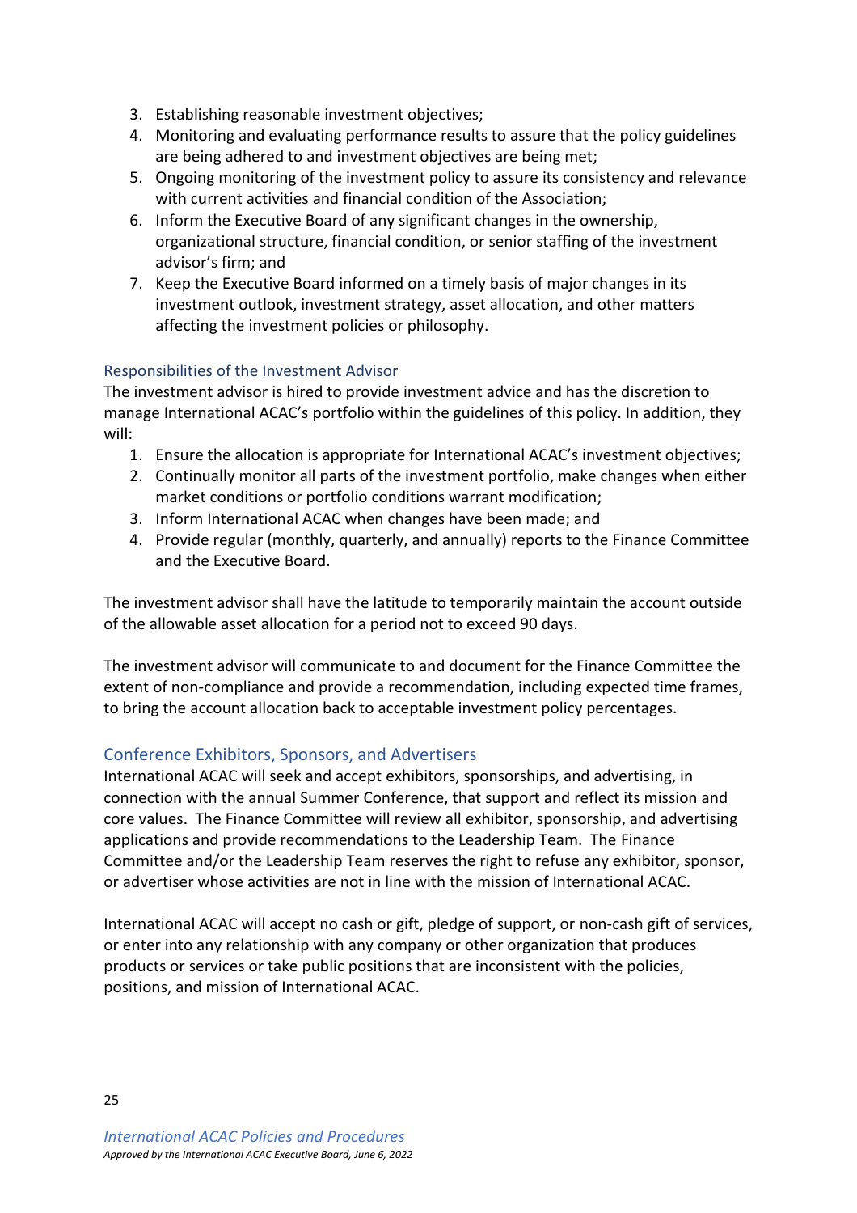3. Establishing reasonable investment objectives;
4. Monitoring and evaluating performance results to assure that the policy guidelines are being adhered to and investment objectives are being met;
5. Ongoing monitoring of the investment policy to assure its consistency and relevance with current activities and financial condition of the Association;
6. Inform the Executive Board of any significant changes in the ownership, organizational structure, financial condition, or senior staffing of the investment advisor's firm; and
7. Keep the Executive Board informed on a timely basis of major changes in its investment outlook, investment strategy, asset allocation, and other matters affecting the investment policies or philosophy.

### Responsibilities of the Investment Advisor

The investment advisor is hired to provide investment advice and has the discretion to manage International ACAC's portfolio within the guidelines of this policy. In addition, they will:

1. Ensure the allocation is appropriate for International ACAC's investment objectives;
2. Continually monitor all parts of the investment portfolio, make changes when either market conditions or portfolio conditions warrant modification;
3. Inform International ACAC when changes have been made; and
4. Provide regular (monthly, quarterly, and annually) reports to the Finance Committee and the Executive Board.

The investment advisor shall have the latitude to temporarily maintain the account outside of the allowable asset allocation for a period not to exceed 90 days.

The investment advisor will communicate to and document for the Finance Committee the extent of non-compliance and provide a recommendation, including expected time frames, to bring the account allocation back to acceptable investment policy percentages.

## Conference Exhibitors, Sponsors, and Advertisers

International ACAC will seek and accept exhibitors, sponsorships, and advertising, in connection with the annual Summer Conference, that support and reflect its mission and core values. The Finance Committee will review all exhibitor, sponsorship, and advertising applications and provide recommendations to the Leadership Team. The Finance Committee and/or the Leadership Team reserves the right to refuse any exhibitor, sponsor, or advertiser whose activities are not in line with the mission of International ACAC.

International ACAC will accept no cash or gift, pledge of support, or non-cash gift of services, or enter into any relationship with any company or other organization that produces products or services or take public positions that are inconsistent with the policies, positions, and mission of International ACAC.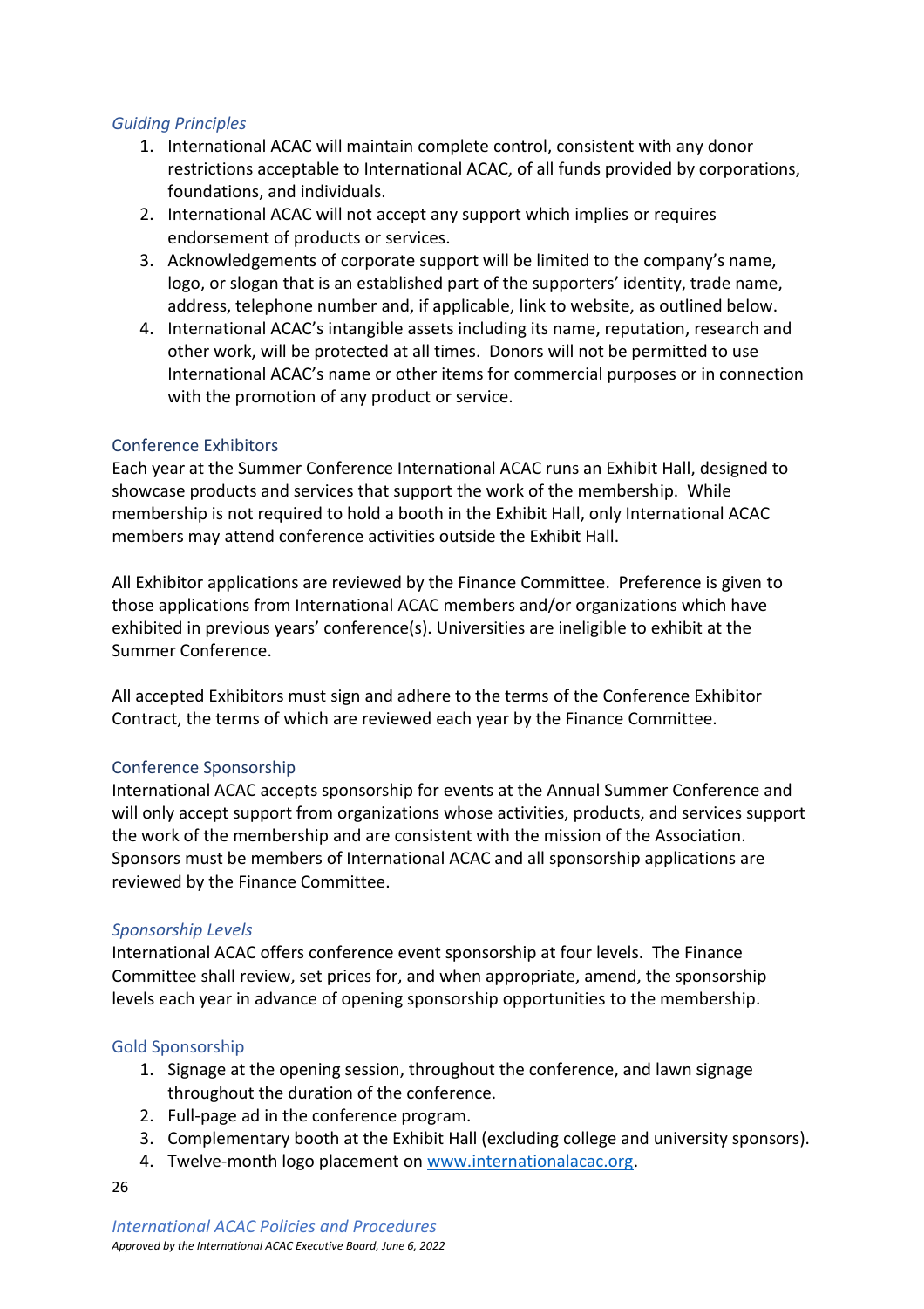### *Guiding Principles*

1. International ACAC will maintain complete control, consistent with any donor restrictions acceptable to International ACAC, of all funds provided by corporations, foundations, and individuals.
2. International ACAC will not accept any support which implies or requires endorsement of products or services.
3. Acknowledgements of corporate support will be limited to the company's name, logo, or slogan that is an established part of the supporters' identity, trade name, address, telephone number and, if applicable, link to website, as outlined below.
4. International ACAC's intangible assets including its name, reputation, research and other work, will be protected at all times. Donors will not be permitted to use International ACAC's name or other items for commercial purposes or in connection with the promotion of any product or service.

## Conference Exhibitors

Each year at the Summer Conference International ACAC runs an Exhibit Hall, designed to showcase products and services that support the work of the membership. While membership is not required to hold a booth in the Exhibit Hall, only International ACAC members may attend conference activities outside the Exhibit Hall.

All Exhibitor applications are reviewed by the Finance Committee. Preference is given to those applications from International ACAC members and/or organizations which have exhibited in previous years' conference(s). Universities are ineligible to exhibit at the Summer Conference.

All accepted Exhibitors must sign and adhere to the terms of the Conference Exhibitor Contract, the terms of which are reviewed each year by the Finance Committee.

## Conference Sponsorship

International ACAC accepts sponsorship for events at the Annual Summer Conference and will only accept support from organizations whose activities, products, and services support the work of the membership and are consistent with the mission of the Association. Sponsors must be members of International ACAC and all sponsorship applications are reviewed by the Finance Committee.

### *Sponsorship Levels*

International ACAC offers conference event sponsorship at four levels. The Finance Committee shall review, set prices for, and when appropriate, amend, the sponsorship levels each year in advance of opening sponsorship opportunities to the membership.

## Gold Sponsorship

1. Signage at the opening session, throughout the conference, and lawn signage throughout the duration of the conference.
2. Full-page ad in the conference program.
3. Complementary booth at the Exhibit Hall (excluding college and university sponsors).
4. Twelve-month logo placement on [www.internationalacac.org](http://www.internationalacac.org).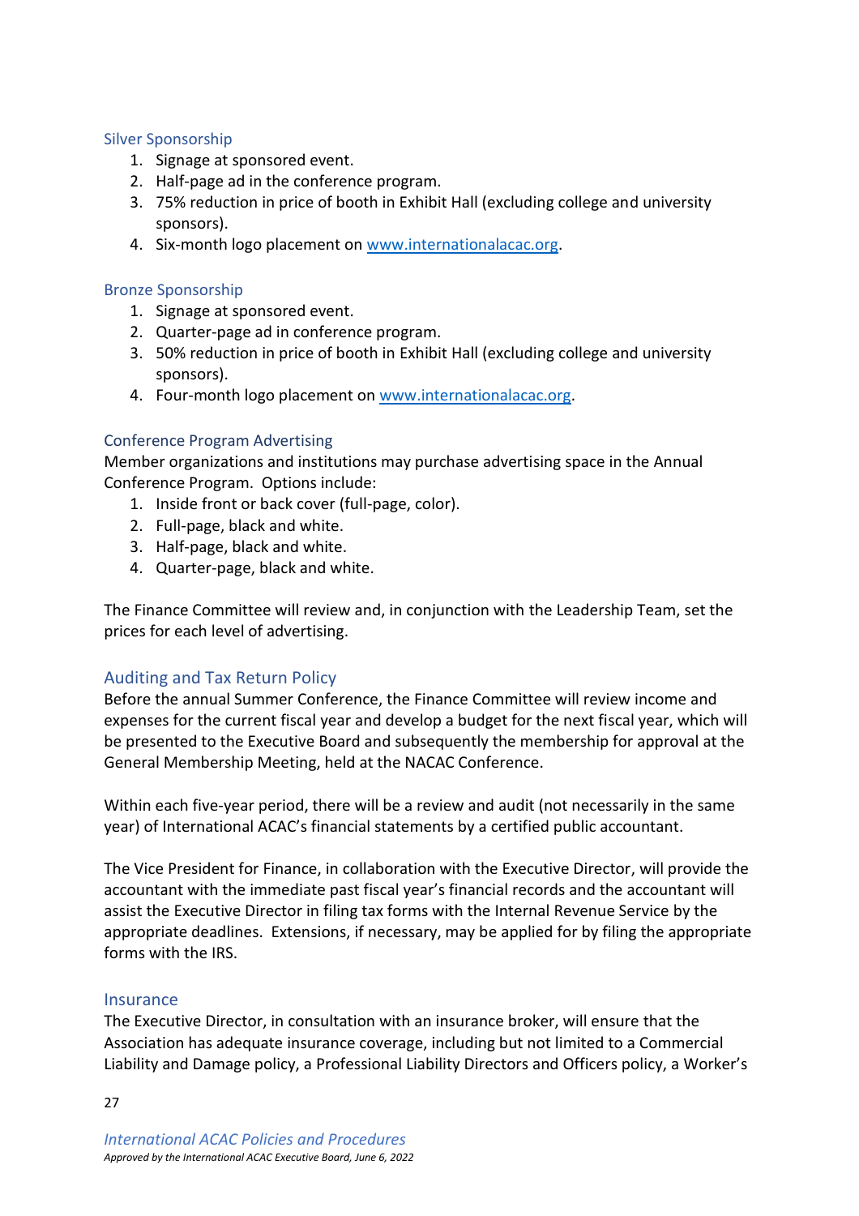### Silver Sponsorship

1. Signage at sponsored event.
2. Half-page ad in the conference program.
3. 75% reduction in price of booth in Exhibit Hall (excluding college and university sponsors).
4. Six-month logo placement on [www.internationalacac.org](http://www.internationalacac.org).

### Bronze Sponsorship

1. Signage at sponsored event.
2. Quarter-page ad in conference program.
3. 50% reduction in price of booth in Exhibit Hall (excluding college and university sponsors).
4. Four-month logo placement on [www.internationalacac.org](http://www.internationalacac.org).

### Conference Program Advertising

Member organizations and institutions may purchase advertising space in the Annual Conference Program. Options include:

1. Inside front or back cover (full-page, color).
2. Full-page, black and white.
3. Half-page, black and white.
4. Quarter-page, black and white.

The Finance Committee will review and, in conjunction with the Leadership Team, set the prices for each level of advertising.

## Auditing and Tax Return Policy

Before the annual Summer Conference, the Finance Committee will review income and expenses for the current fiscal year and develop a budget for the next fiscal year, which will be presented to the Executive Board and subsequently the membership for approval at the General Membership Meeting, held at the NACAC Conference.

Within each five-year period, there will be a review and audit (not necessarily in the same year) of International ACAC's financial statements by a certified public accountant.

The Vice President for Finance, in collaboration with the Executive Director, will provide the accountant with the immediate past fiscal year's financial records and the accountant will assist the Executive Director in filing tax forms with the Internal Revenue Service by the appropriate deadlines. Extensions, if necessary, may be applied for by filing the appropriate forms with the IRS.

### Insurance

The Executive Director, in consultation with an insurance broker, will ensure that the Association has adequate insurance coverage, including but not limited to a Commercial Liability and Damage policy, a Professional Liability Directors and Officers policy, a Worker's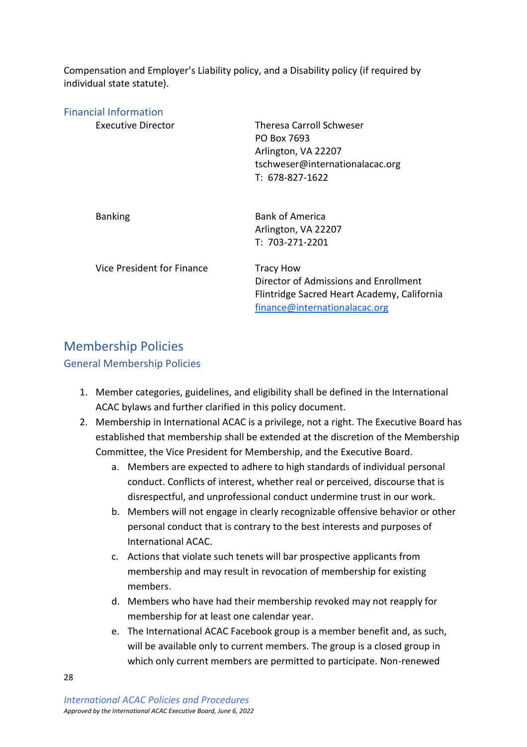Compensation and Employer's Liability policy, and a Disability policy (if required by individual state statute).

### Financial Information

| | |
|---|---|
| Executive Director | Theresa Carroll Schweser<br>PO Box 7693<br>Arlington, VA 22207<br>tschweser@internationalacac.org<br>T: 678-827-1622 |
| Banking | Bank of America<br>Arlington, VA 22207<br>T: 703-271-2201 |
| Vice President for Finance | Tracy How<br>Director of Admissions and Enrollment<br>Flintridge Sacred Heart Academy, California<br>finance@internationalacac.org |

## Membership Policies

### General Membership Policies

1. Member categories, guidelines, and eligibility shall be defined in the International ACAC bylaws and further clarified in this policy document.
2. Membership in International ACAC is a privilege, not a right. The Executive Board has established that membership shall be extended at the discretion of the Membership Committee, the Vice President for Membership, and the Executive Board.
    a. Members are expected to adhere to high standards of individual personal conduct. Conflicts of interest, whether real or perceived, discourse that is disrespectful, and unprofessional conduct undermine trust in our work.
    b. Members will not engage in clearly recognizable offensive behavior or other personal conduct that is contrary to the best interests and purposes of International ACAC.
    c. Actions that violate such tenets will bar prospective applicants from membership and may result in revocation of membership for existing members.
    d. Members who have had their membership revoked may not reapply for membership for at least one calendar year.
    e. The International ACAC Facebook group is a member benefit and, as such, will be available only to current members. The group is a closed group in which only current members are permitted to participate. Non-renewed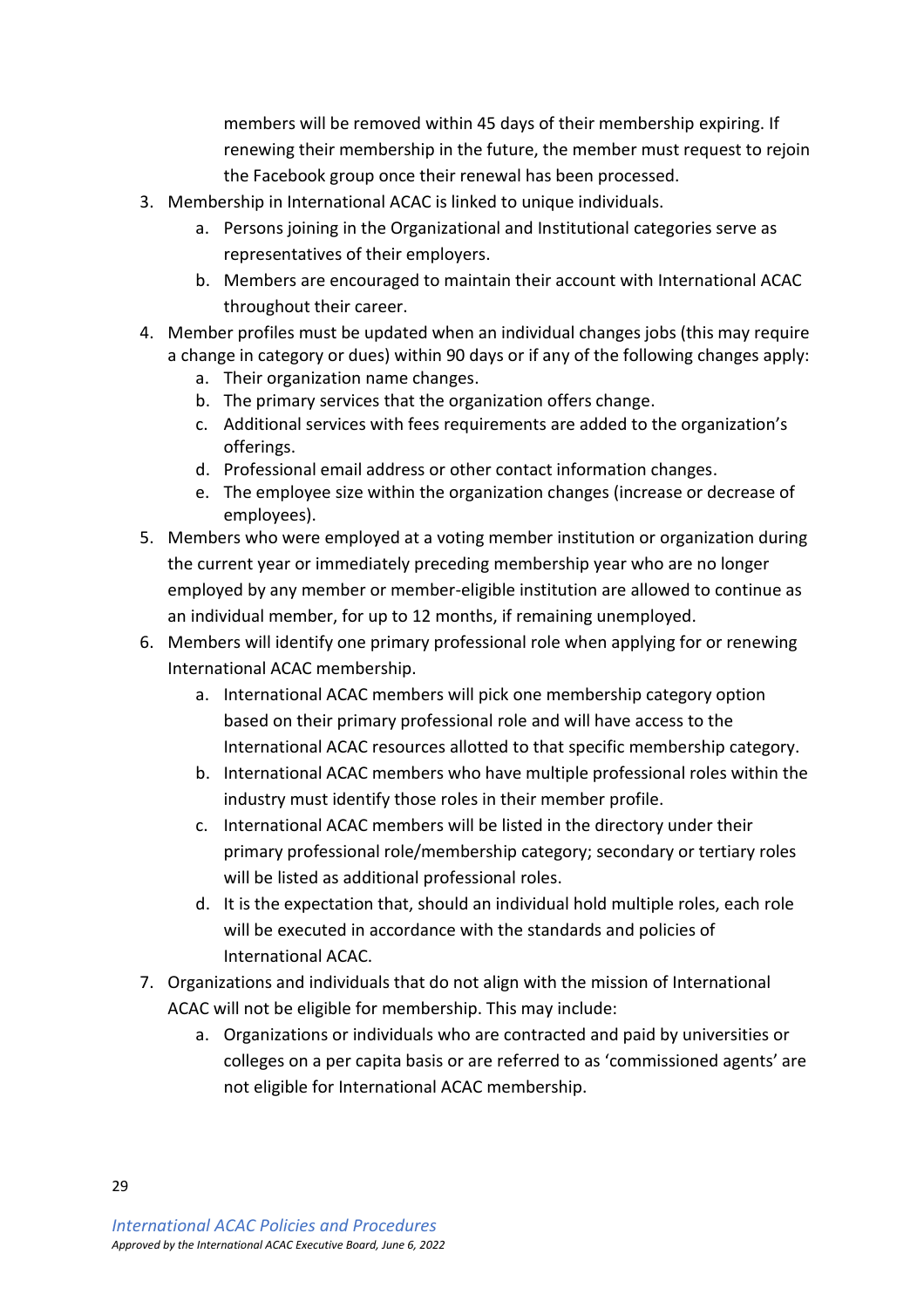members will be removed within 45 days of their membership expiring. If renewing their membership in the future, the member must request to rejoin the Facebook group once their renewal has been processed.

3. Membership in International ACAC is linked to unique individuals.
    a. Persons joining in the Organizational and Institutional categories serve as representatives of their employers.
    b. Members are encouraged to maintain their account with International ACAC throughout their career.
4. Member profiles must be updated when an individual changes jobs (this may require a change in category or dues) within 90 days or if any of the following changes apply:
    a. Their organization name changes.
    b. The primary services that the organization offers change.
    c. Additional services with fees requirements are added to the organization's offerings.
    d. Professional email address or other contact information changes.
    e. The employee size within the organization changes (increase or decrease of employees).
5. Members who were employed at a voting member institution or organization during the current year or immediately preceding membership year who are no longer employed by any member or member-eligible institution are allowed to continue as an individual member, for up to 12 months, if remaining unemployed.
6. Members will identify one primary professional role when applying for or renewing International ACAC membership.
    a. International ACAC members will pick one membership category option based on their primary professional role and will have access to the International ACAC resources allotted to that specific membership category.
    b. International ACAC members who have multiple professional roles within the industry must identify those roles in their member profile.
    c. International ACAC members will be listed in the directory under their primary professional role/membership category; secondary or tertiary roles will be listed as additional professional roles.
    d. It is the expectation that, should an individual hold multiple roles, each role will be executed in accordance with the standards and policies of International ACAC.
7. Organizations and individuals that do not align with the mission of International ACAC will not be eligible for membership. This may include:
    a. Organizations or individuals who are contracted and paid by universities or colleges on a per capita basis or are referred to as 'commissioned agents' are not eligible for International ACAC membership.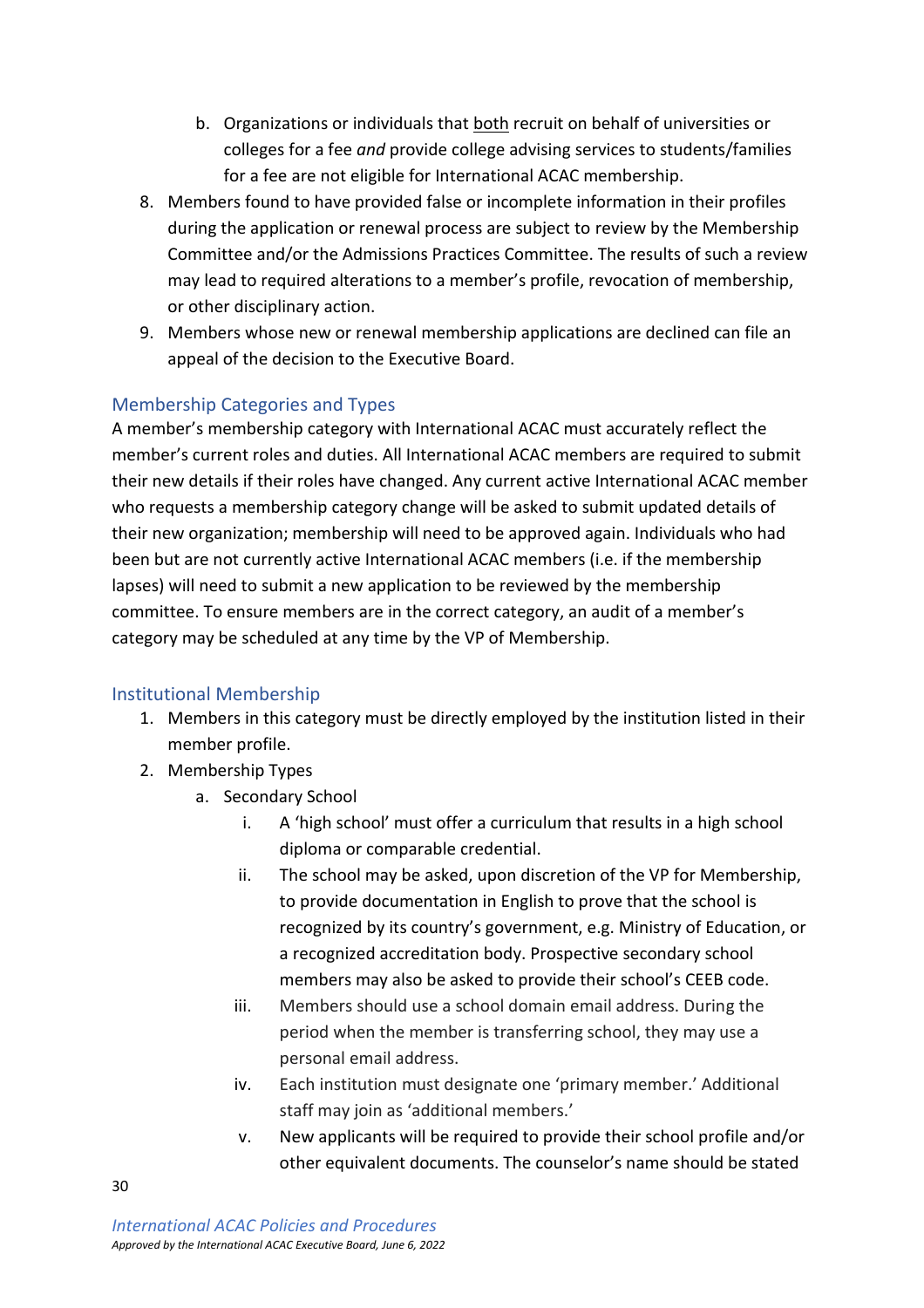b. Organizations or individuals that both recruit on behalf of universities or colleges for a fee *and* provide college advising services to students/families for a fee are not eligible for International ACAC membership.

8. Members found to have provided false or incomplete information in their profiles during the application or renewal process are subject to review by the Membership Committee and/or the Admissions Practices Committee. The results of such a review may lead to required alterations to a member's profile, revocation of membership, or other disciplinary action.
9. Members whose new or renewal membership applications are declined can file an appeal of the decision to the Executive Board.

## Membership Categories and Types

A member's membership category with International ACAC must accurately reflect the member's current roles and duties. All International ACAC members are required to submit their new details if their roles have changed. Any current active International ACAC member who requests a membership category change will be asked to submit updated details of their new organization; membership will need to be approved again. Individuals who had been but are not currently active International ACAC members (i.e. if the membership lapses) will need to submit a new application to be reviewed by the membership committee. To ensure members are in the correct category, an audit of a member's category may be scheduled at any time by the VP of Membership.

## Institutional Membership

1. Members in this category must be directly employed by the institution listed in their member profile.
2. Membership Types
   a. Secondary School
      i. A 'high school' must offer a curriculum that results in a high school diploma or comparable credential.
      ii. The school may be asked, upon discretion of the VP for Membership, to provide documentation in English to prove that the school is recognized by its country's government, e.g. Ministry of Education, or a recognized accreditation body. Prospective secondary school members may also be asked to provide their school's CEEB code.
      iii. Members should use a school domain email address. During the period when the member is transferring school, they may use a personal email address.
      iv. Each institution must designate one 'primary member.' Additional staff may join as 'additional members.'
      v. New applicants will be required to provide their school profile and/or other equivalent documents. The counselor's name should be stated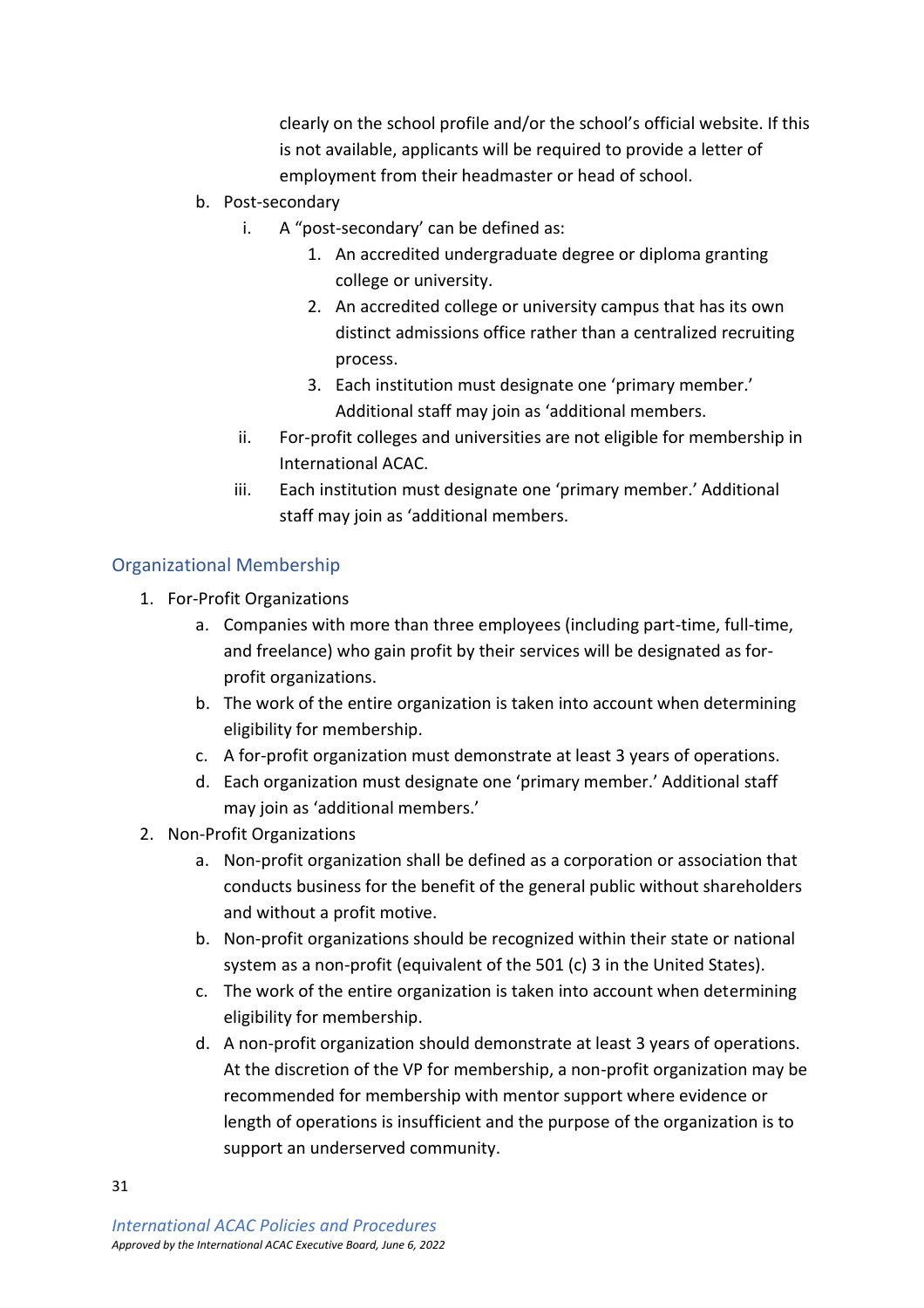clearly on the school profile and/or the school's official website. If this is not available, applicants will be required to provide a letter of employment from their headmaster or head of school.

- b. Post-secondary
    - i. A "post-secondary' can be defined as:
        1. An accredited undergraduate degree or diploma granting college or university.
        2. An accredited college or university campus that has its own distinct admissions office rather than a centralized recruiting process.
        3. Each institution must designate one 'primary member.' Additional staff may join as 'additional members.
    - ii. For-profit colleges and universities are not eligible for membership in International ACAC.
    - iii. Each institution must designate one 'primary member.' Additional staff may join as 'additional members.

## Organizational Membership

1. For-Profit Organizations
    - a. Companies with more than three employees (including part-time, full-time, and freelance) who gain profit by their services will be designated as for-profit organizations.
    - b. The work of the entire organization is taken into account when determining eligibility for membership.
    - c. A for-profit organization must demonstrate at least 3 years of operations.
    - d. Each organization must designate one 'primary member.' Additional staff may join as 'additional members.'
2. Non-Profit Organizations
    - a. Non-profit organization shall be defined as a corporation or association that conducts business for the benefit of the general public without shareholders and without a profit motive.
    - b. Non-profit organizations should be recognized within their state or national system as a non-profit (equivalent of the 501 (c) 3 in the United States).
    - c. The work of the entire organization is taken into account when determining eligibility for membership.
    - d. A non-profit organization should demonstrate at least 3 years of operations. At the discretion of the VP for membership, a non-profit organization may be recommended for membership with mentor support where evidence or length of operations is insufficient and the purpose of the organization is to support an underserved community.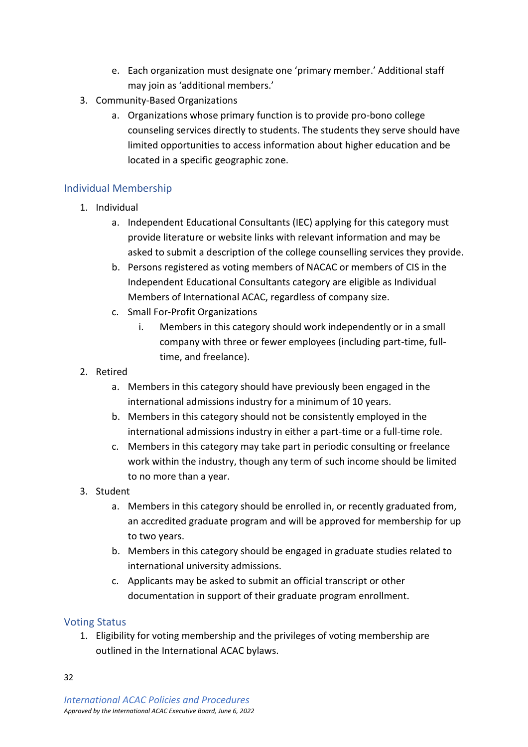e. Each organization must designate one 'primary member.' Additional staff may join as 'additional members.'

3. Community-Based Organizations
   a. Organizations whose primary function is to provide pro-bono college counseling services directly to students. The students they serve should have limited opportunities to access information about higher education and be located in a specific geographic zone.

## Individual Membership

1. Individual
   a. Independent Educational Consultants (IEC) applying for this category must provide literature or website links with relevant information and may be asked to submit a description of the college counselling services they provide.
   b. Persons registered as voting members of NACAC or members of CIS in the Independent Educational Consultants category are eligible as Individual Members of International ACAC, regardless of company size.
   c. Small For-Profit Organizations
      i. Members in this category should work independently or in a small company with three or fewer employees (including part-time, full-time, and freelance).
2. Retired
   a. Members in this category should have previously been engaged in the international admissions industry for a minimum of 10 years.
   b. Members in this category should not be consistently employed in the international admissions industry in either a part-time or a full-time role.
   c. Members in this category may take part in periodic consulting or freelance work within the industry, though any term of such income should be limited to no more than a year.
3. Student
   a. Members in this category should be enrolled in, or recently graduated from, an accredited graduate program and will be approved for membership for up to two years.
   b. Members in this category should be engaged in graduate studies related to international university admissions.
   c. Applicants may be asked to submit an official transcript or other documentation in support of their graduate program enrollment.

## Voting Status

1. Eligibility for voting membership and the privileges of voting membership are outlined in the International ACAC bylaws.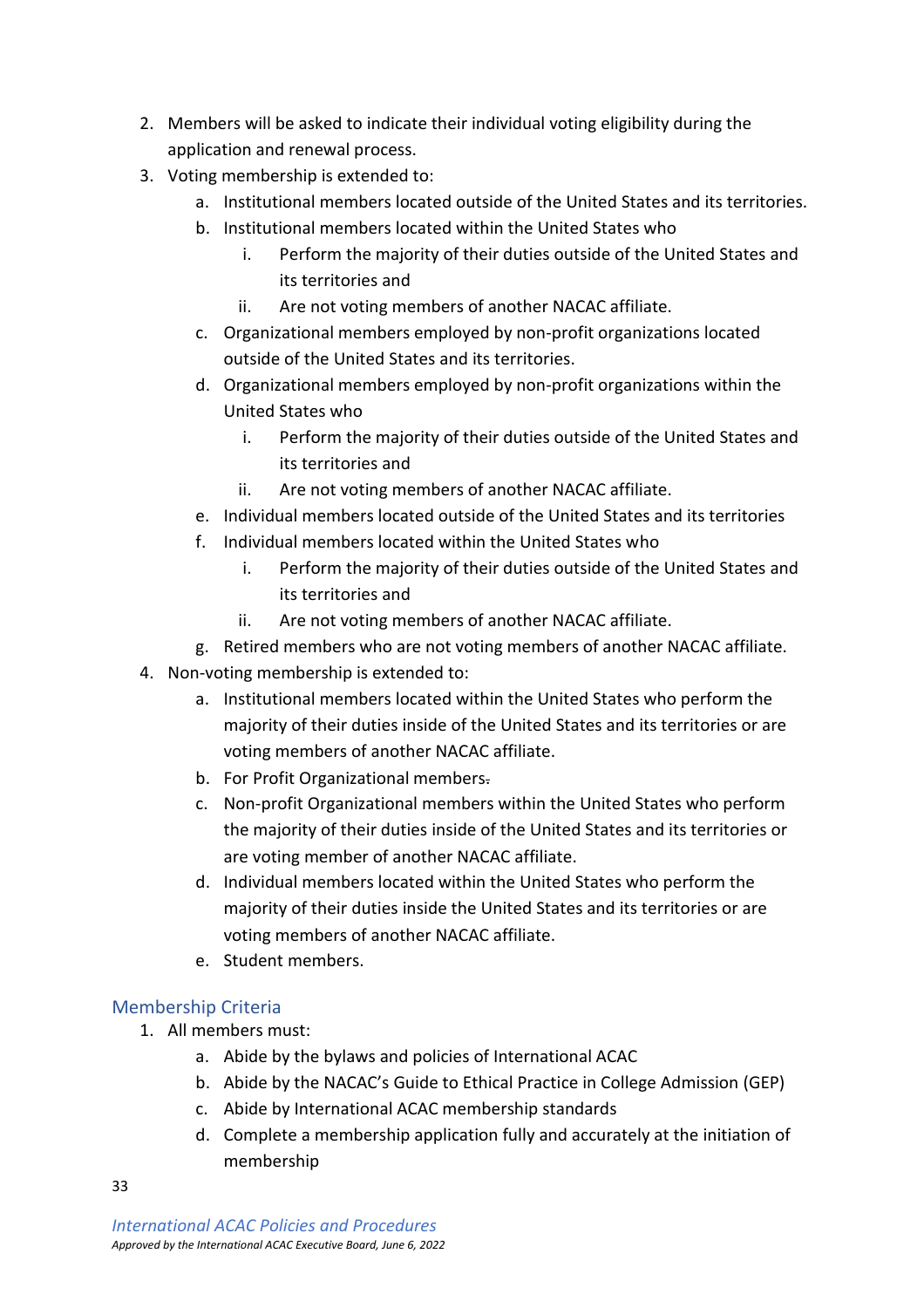2. Members will be asked to indicate their individual voting eligibility during the application and renewal process.
3. Voting membership is extended to:
   a. Institutional members located outside of the United States and its territories.
   b. Institutional members located within the United States who
      i. Perform the majority of their duties outside of the United States and its territories and
      ii. Are not voting members of another NACAC affiliate.
   c. Organizational members employed by non-profit organizations located outside of the United States and its territories.
   d. Organizational members employed by non-profit organizations within the United States who
      i. Perform the majority of their duties outside of the United States and its territories and
      ii. Are not voting members of another NACAC affiliate.
   e. Individual members located outside of the United States and its territories
   f. Individual members located within the United States who
      i. Perform the majority of their duties outside of the United States and its territories and
      ii. Are not voting members of another NACAC affiliate.
   g. Retired members who are not voting members of another NACAC affiliate.
4. Non-voting membership is extended to:
   a. Institutional members located within the United States who perform the majority of their duties inside of the United States and its territories or are voting members of another NACAC affiliate.
   b. For Profit Organizational members.
   c. Non-profit Organizational members within the United States who perform the majority of their duties inside of the United States and its territories or are voting member of another NACAC affiliate.
   d. Individual members located within the United States who perform the majority of their duties inside the United States and its territories or are voting members of another NACAC affiliate.
   e. Student members.

## Membership Criteria

1. All members must:
   a. Abide by the bylaws and policies of International ACAC
   b. Abide by the NACAC's Guide to Ethical Practice in College Admission (GEP)
   c. Abide by International ACAC membership standards
   d. Complete a membership application fully and accurately at the initiation of membership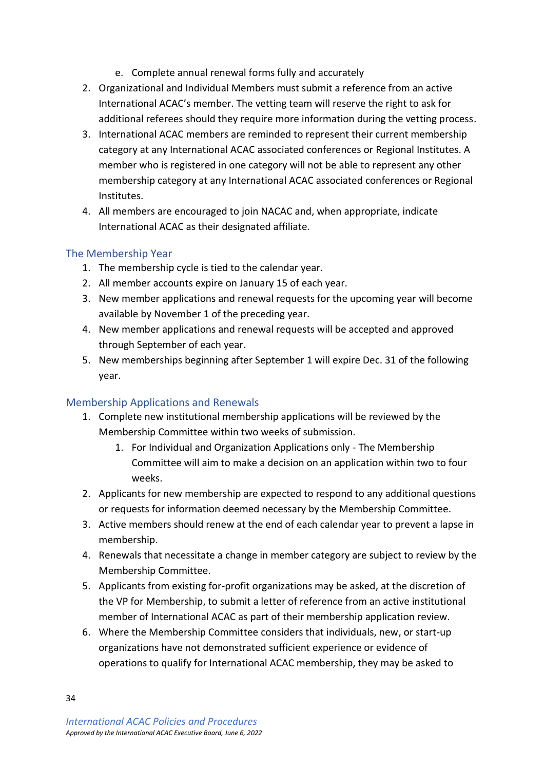e. Complete annual renewal forms fully and accurately

2. Organizational and Individual Members must submit a reference from an active International ACAC's member. The vetting team will reserve the right to ask for additional referees should they require more information during the vetting process.
3. International ACAC members are reminded to represent their current membership category at any International ACAC associated conferences or Regional Institutes. A member who is registered in one category will not be able to represent any other membership category at any International ACAC associated conferences or Regional Institutes.
4. All members are encouraged to join NACAC and, when appropriate, indicate International ACAC as their designated affiliate.

### The Membership Year

1. The membership cycle is tied to the calendar year.
2. All member accounts expire on January 15 of each year.
3. New member applications and renewal requests for the upcoming year will become available by November 1 of the preceding year.
4. New member applications and renewal requests will be accepted and approved through September of each year.
5. New memberships beginning after September 1 will expire Dec. 31 of the following year.

### Membership Applications and Renewals

1. Complete new institutional membership applications will be reviewed by the Membership Committee within two weeks of submission.
    1. For Individual and Organization Applications only - The Membership Committee will aim to make a decision on an application within two to four weeks.
2. Applicants for new membership are expected to respond to any additional questions or requests for information deemed necessary by the Membership Committee.
3. Active members should renew at the end of each calendar year to prevent a lapse in membership.
4. Renewals that necessitate a change in member category are subject to review by the Membership Committee.
5. Applicants from existing for-profit organizations may be asked, at the discretion of the VP for Membership, to submit a letter of reference from an active institutional member of International ACAC as part of their membership application review.
6. Where the Membership Committee considers that individuals, new, or start-up organizations have not demonstrated sufficient experience or evidence of operations to qualify for International ACAC membership, they may be asked to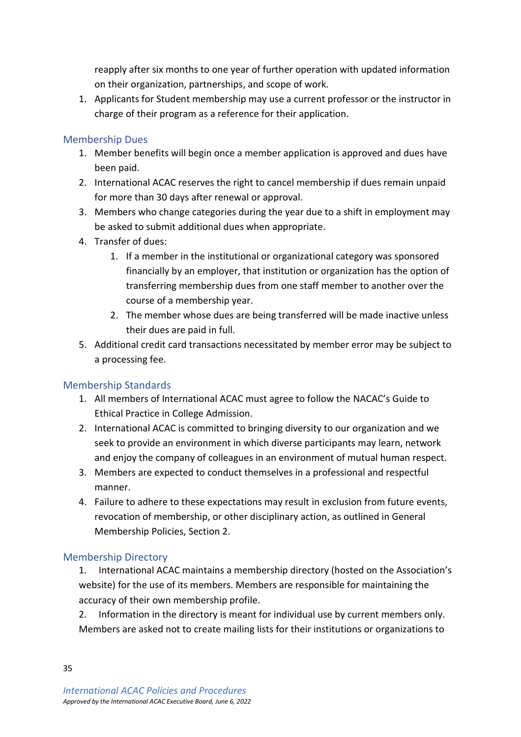reapply after six months to one year of further operation with updated information on their organization, partnerships, and scope of work.

1. Applicants for Student membership may use a current professor or the instructor in charge of their program as a reference for their application.

### Membership Dues

1. Member benefits will begin once a member application is approved and dues have been paid.
2. International ACAC reserves the right to cancel membership if dues remain unpaid for more than 30 days after renewal or approval.
3. Members who change categories during the year due to a shift in employment may be asked to submit additional dues when appropriate.
4. Transfer of dues:
    1. If a member in the institutional or organizational category was sponsored financially by an employer, that institution or organization has the option of transferring membership dues from one staff member to another over the course of a membership year.
    2. The member whose dues are being transferred will be made inactive unless their dues are paid in full.
5. Additional credit card transactions necessitated by member error may be subject to a processing fee.

### Membership Standards

1. All members of International ACAC must agree to follow the NACAC's Guide to Ethical Practice in College Admission.
2. International ACAC is committed to bringing diversity to our organization and we seek to provide an environment in which diverse participants may learn, network and enjoy the company of colleagues in an environment of mutual human respect.
3. Members are expected to conduct themselves in a professional and respectful manner.
4. Failure to adhere to these expectations may result in exclusion from future events, revocation of membership, or other disciplinary action, as outlined in General Membership Policies, Section 2.

### Membership Directory

1. International ACAC maintains a membership directory (hosted on the Association's website) for the use of its members. Members are responsible for maintaining the accuracy of their own membership profile.
2. Information in the directory is meant for individual use by current members only. Members are asked not to create mailing lists for their institutions or organizations to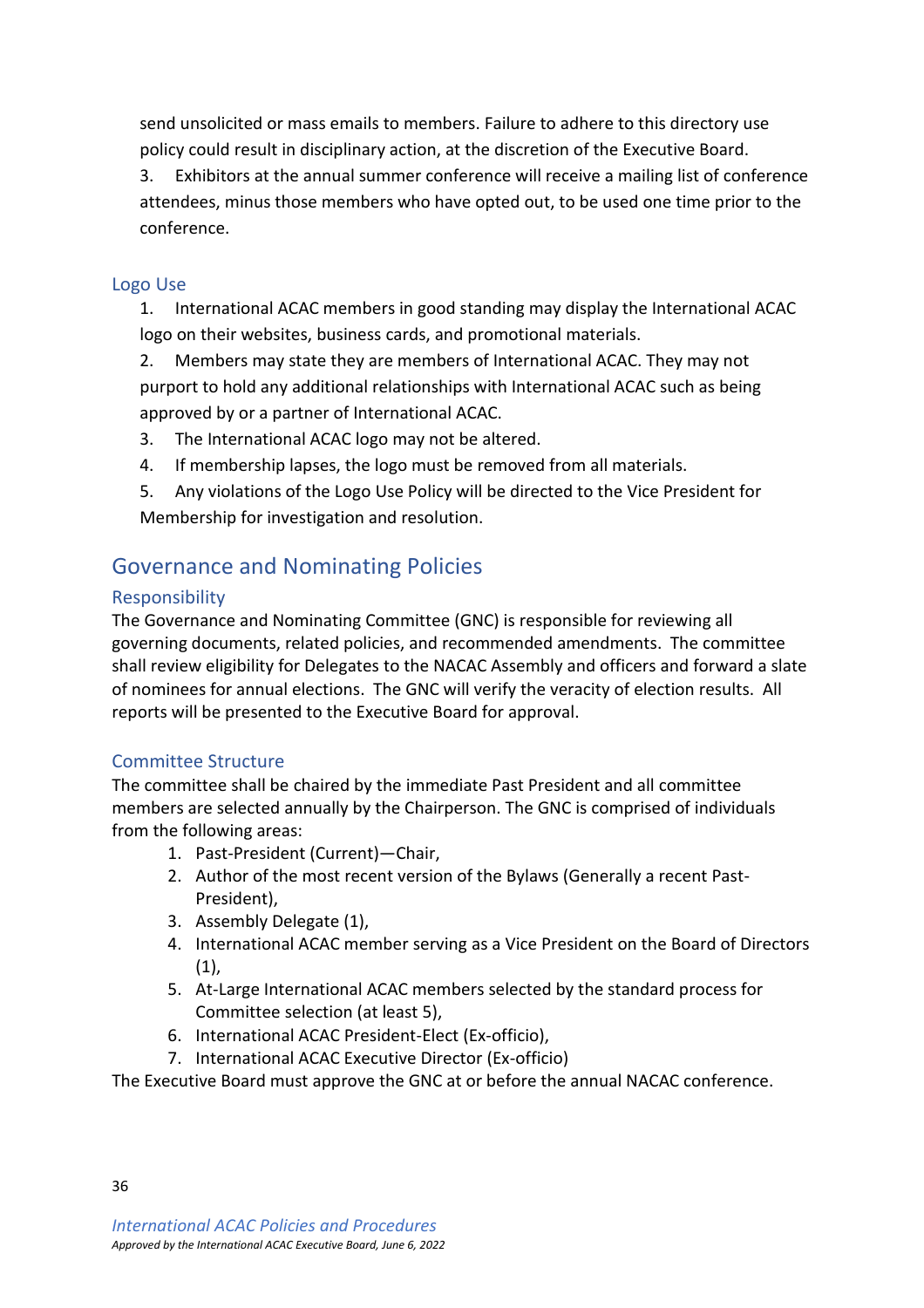send unsolicited or mass emails to members. Failure to adhere to this directory use policy could result in disciplinary action, at the discretion of the Executive Board.

3. Exhibitors at the annual summer conference will receive a mailing list of conference attendees, minus those members who have opted out, to be used one time prior to the conference.

### Logo Use

1. International ACAC members in good standing may display the International ACAC logo on their websites, business cards, and promotional materials.
2. Members may state they are members of International ACAC. They may not purport to hold any additional relationships with International ACAC such as being approved by or a partner of International ACAC.
3. The International ACAC logo may not be altered.
4. If membership lapses, the logo must be removed from all materials.
5. Any violations of the Logo Use Policy will be directed to the Vice President for Membership for investigation and resolution.

## Governance and Nominating Policies

### Responsibility

The Governance and Nominating Committee (GNC) is responsible for reviewing all governing documents, related policies, and recommended amendments. The committee shall review eligibility for Delegates to the NACAC Assembly and officers and forward a slate of nominees for annual elections. The GNC will verify the veracity of election results. All reports will be presented to the Executive Board for approval.

### Committee Structure

The committee shall be chaired by the immediate Past President and all committee members are selected annually by the Chairperson. The GNC is comprised of individuals from the following areas:

1. Past-President (Current)—Chair,
2. Author of the most recent version of the Bylaws (Generally a recent Past-President),
3. Assembly Delegate (1),
4. International ACAC member serving as a Vice President on the Board of Directors (1),
5. At-Large International ACAC members selected by the standard process for Committee selection (at least 5),
6. International ACAC President-Elect (Ex-officio),
7. International ACAC Executive Director (Ex-officio)

The Executive Board must approve the GNC at or before the annual NACAC conference.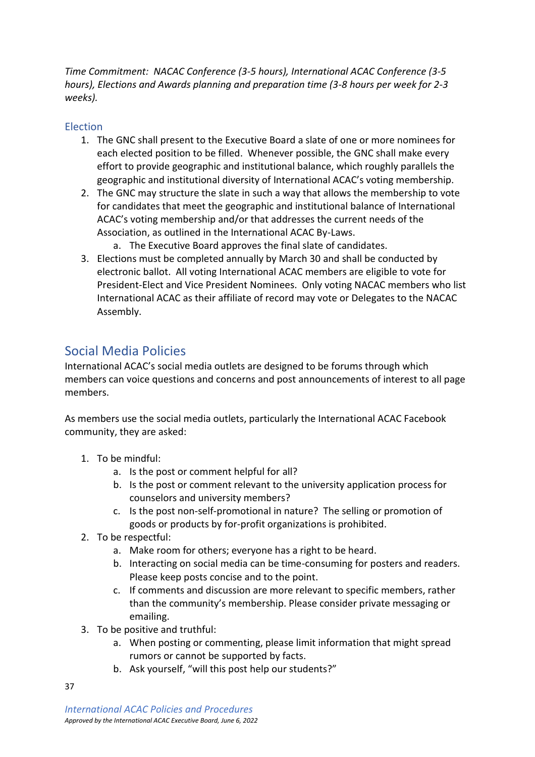*Time Commitment: NACAC Conference (3-5 hours), International ACAC Conference (3-5 hours), Elections and Awards planning and preparation time (3-8 hours per week for 2-3 weeks).*

### Election

1. The GNC shall present to the Executive Board a slate of one or more nominees for each elected position to be filled. Whenever possible, the GNC shall make every effort to provide geographic and institutional balance, which roughly parallels the geographic and institutional diversity of International ACAC's voting membership.
2. The GNC may structure the slate in such a way that allows the membership to vote for candidates that meet the geographic and institutional balance of International ACAC's voting membership and/or that addresses the current needs of the Association, as outlined in the International ACAC By-Laws.
    a. The Executive Board approves the final slate of candidates.
3. Elections must be completed annually by March 30 and shall be conducted by electronic ballot. All voting International ACAC members are eligible to vote for President-Elect and Vice President Nominees. Only voting NACAC members who list International ACAC as their affiliate of record may vote or Delegates to the NACAC Assembly.

## Social Media Policies

International ACAC's social media outlets are designed to be forums through which members can voice questions and concerns and post announcements of interest to all page members.

As members use the social media outlets, particularly the International ACAC Facebook community, they are asked:

1. To be mindful:
    a. Is the post or comment helpful for all?
    b. Is the post or comment relevant to the university application process for counselors and university members?
    c. Is the post non-self-promotional in nature? The selling or promotion of goods or products by for-profit organizations is prohibited.
2. To be respectful:
    a. Make room for others; everyone has a right to be heard.
    b. Interacting on social media can be time-consuming for posters and readers. Please keep posts concise and to the point.
    c. If comments and discussion are more relevant to specific members, rather than the community's membership. Please consider private messaging or emailing.
3. To be positive and truthful:
    a. When posting or commenting, please limit information that might spread rumors or cannot be supported by facts.
    b. Ask yourself, "will this post help our students?"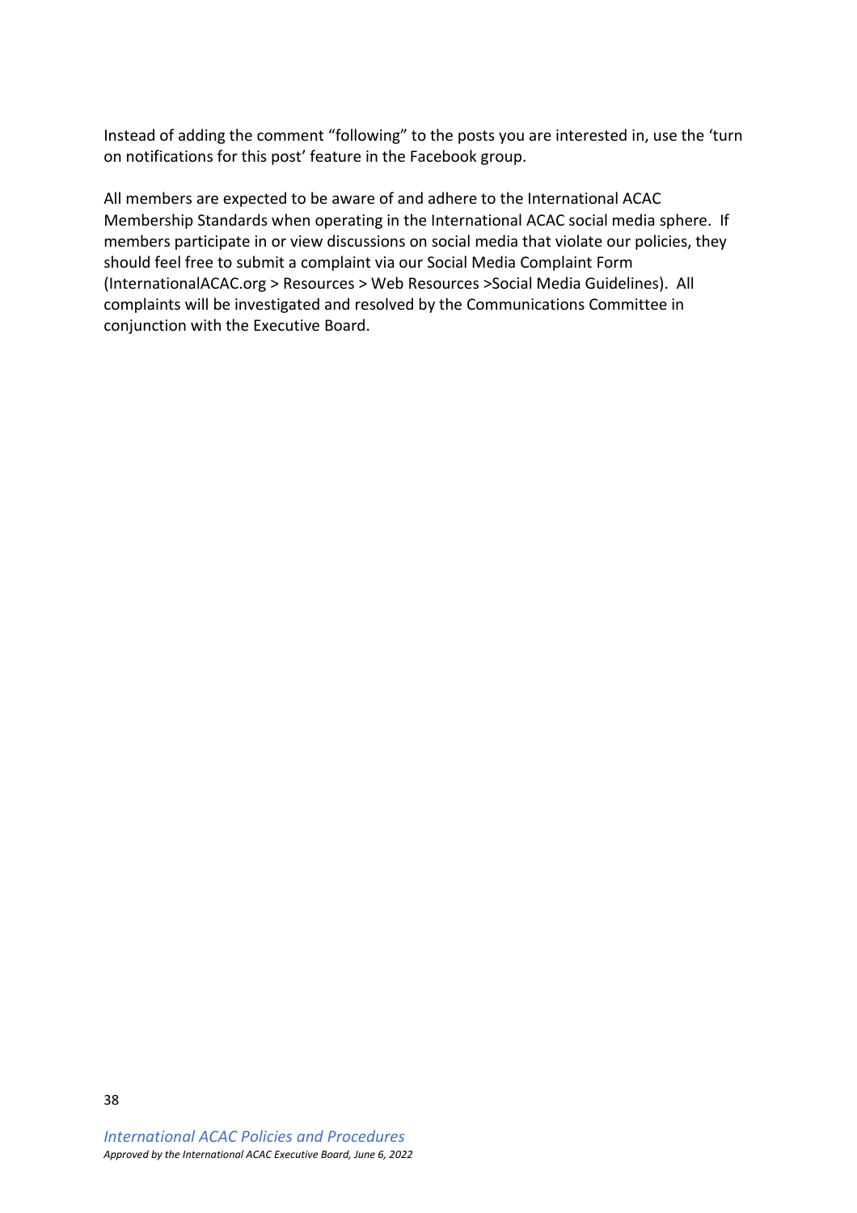Instead of adding the comment "following" to the posts you are interested in, use the 'turn on notifications for this post' feature in the Facebook group.

All members are expected to be aware of and adhere to the International ACAC Membership Standards when operating in the International ACAC social media sphere. If members participate in or view discussions on social media that violate our policies, they should feel free to submit a complaint via our Social Media Complaint Form (InternationalACAC.org > Resources > Web Resources >Social Media Guidelines). All complaints will be investigated and resolved by the Communications Committee in conjunction with the Executive Board.